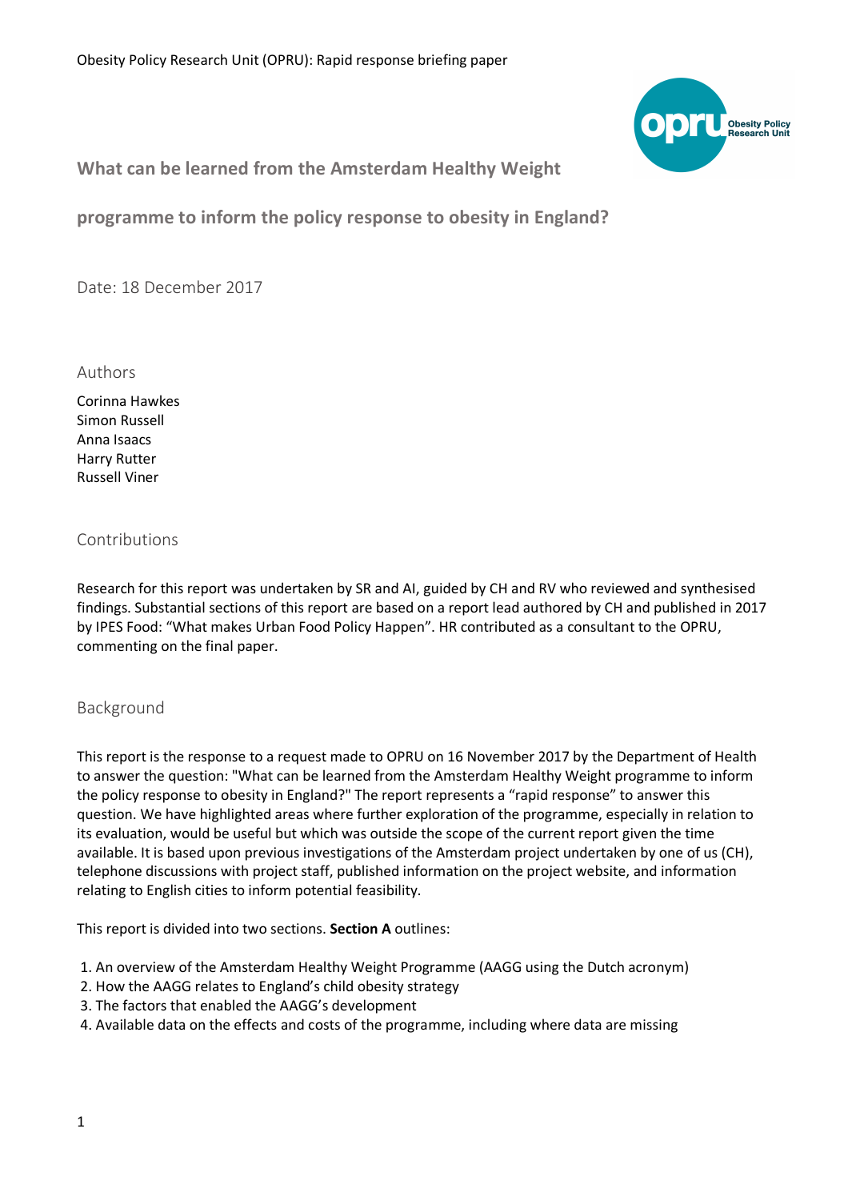Obesity Policy Research Unit (OPRU): Rapid response briefing paper

# What can be learned from the Amsterdam Healthy Weight programme to inform the policy response to obesity in England?

Date: 18 December 2017

## Authors

Corinna Hawkes
Simon Russell
Anna Isaacs
Harry Rutter
Russell Viner

## Contributions

Research for this report was undertaken by SR and AI, guided by CH and RV who reviewed and synthesised findings. Substantial sections of this report are based on a report lead authored by CH and published in 2017 by IPES Food: "What makes Urban Food Policy Happen". HR contributed as a consultant to the OPRU, commenting on the final paper.

## Background

This report is the response to a request made to OPRU on 16 November 2017 by the Department of Health to answer the question: "What can be learned from the Amsterdam Healthy Weight programme to inform the policy response to obesity in England?" The report represents a "rapid response" to answer this question. We have highlighted areas where further exploration of the programme, especially in relation to its evaluation, would be useful but which was outside the scope of the current report given the time available. It is based upon previous investigations of the Amsterdam project undertaken by one of us (CH), telephone discussions with project staff, published information on the project website, and information relating to English cities to inform potential feasibility.

This report is divided into two sections. **Section A** outlines:

1. An overview of the Amsterdam Healthy Weight Programme (AAGG using the Dutch acronym)
2. How the AAGG relates to England's child obesity strategy
3. The factors that enabled the AAGG's development
4. Available data on the effects and costs of the programme, including where data are missing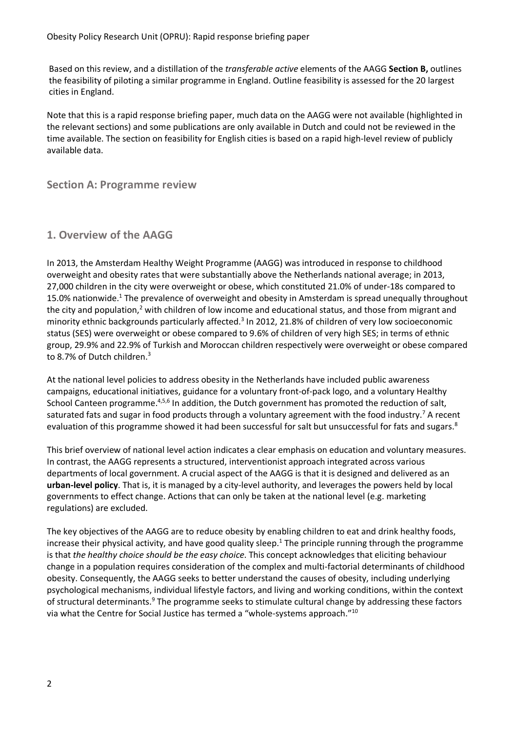Based on this review, and a distillation of the *transferable active* elements of the AAGG **Section B,** outlines the feasibility of piloting a similar programme in England. Outline feasibility is assessed for the 20 largest cities in England.

Note that this is a rapid response briefing paper, much data on the AAGG were not available (highlighted in the relevant sections) and some publications are only available in Dutch and could not be reviewed in the time available. The section on feasibility for English cities is based on a rapid high-level review of publicly available data.

## Section A: Programme review

## 1. Overview of the AAGG

In 2013, the Amsterdam Healthy Weight Programme (AAGG) was introduced in response to childhood overweight and obesity rates that were substantially above the Netherlands national average; in 2013, 27,000 children in the city were overweight or obese, which constituted 21.0% of under-18s compared to 15.0% nationwide.[1] The prevalence of overweight and obesity in Amsterdam is spread unequally throughout the city and population,[2] with children of low income and educational status, and those from migrant and minority ethnic backgrounds particularly affected.[3] In 2012, 21.8% of children of very low socioeconomic status (SES) were overweight or obese compared to 9.6% of children of very high SES; in terms of ethnic group, 29.9% and 22.9% of Turkish and Moroccan children respectively were overweight or obese compared to 8.7% of Dutch children.[3]

At the national level policies to address obesity in the Netherlands have included public awareness campaigns, educational initiatives, guidance for a voluntary front-of-pack logo, and a voluntary Healthy School Canteen programme.[4,5,6] In addition, the Dutch government has promoted the reduction of salt, saturated fats and sugar in food products through a voluntary agreement with the food industry.[7] A recent evaluation of this programme showed it had been successful for salt but unsuccessful for fats and sugars.[8]

This brief overview of national level action indicates a clear emphasis on education and voluntary measures. In contrast, the AAGG represents a structured, interventionist approach integrated across various departments of local government. A crucial aspect of the AAGG is that it is designed and delivered as an **urban-level policy**. That is, it is managed by a city-level authority, and leverages the powers held by local governments to effect change. Actions that can only be taken at the national level (e.g. marketing regulations) are excluded.

The key objectives of the AAGG are to reduce obesity by enabling children to eat and drink healthy foods, increase their physical activity, and have good quality sleep.[1] The principle running through the programme is that *the healthy choice should be the easy choice*. This concept acknowledges that eliciting behaviour change in a population requires consideration of the complex and multi-factorial determinants of childhood obesity. Consequently, the AAGG seeks to better understand the causes of obesity, including underlying psychological mechanisms, individual lifestyle factors, and living and working conditions, within the context of structural determinants.[9] The programme seeks to stimulate cultural change by addressing these factors via what the Centre for Social Justice has termed a "whole-systems approach."[10]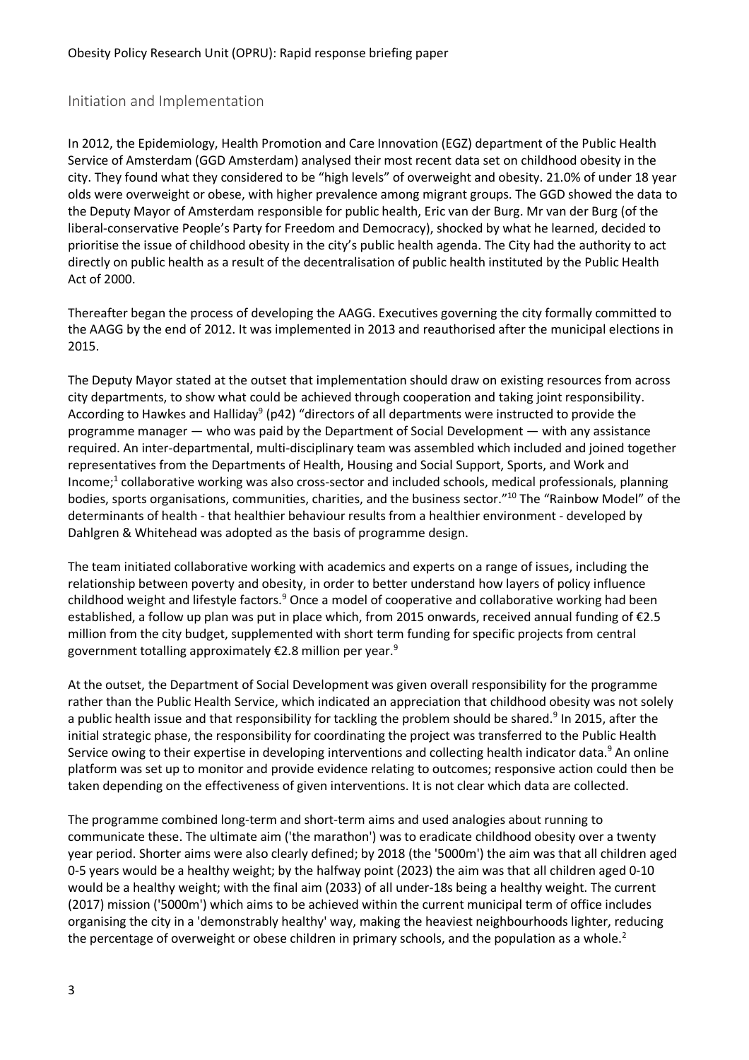## Initiation and Implementation

In 2012, the Epidemiology, Health Promotion and Care Innovation (EGZ) department of the Public Health Service of Amsterdam (GGD Amsterdam) analysed their most recent data set on childhood obesity in the city. They found what they considered to be "high levels" of overweight and obesity. 21.0% of under 18 year olds were overweight or obese, with higher prevalence among migrant groups. The GGD showed the data to the Deputy Mayor of Amsterdam responsible for public health, Eric van der Burg. Mr van der Burg (of the liberal-conservative People's Party for Freedom and Democracy), shocked by what he learned, decided to prioritise the issue of childhood obesity in the city's public health agenda. The City had the authority to act directly on public health as a result of the decentralisation of public health instituted by the Public Health Act of 2000.

Thereafter began the process of developing the AAGG. Executives governing the city formally committed to the AAGG by the end of 2012. It was implemented in 2013 and reauthorised after the municipal elections in 2015.

The Deputy Mayor stated at the outset that implementation should draw on existing resources from across city departments, to show what could be achieved through cooperation and taking joint responsibility. According to Hawkes and Halliday[9] (p42) "directors of all departments were instructed to provide the programme manager — who was paid by the Department of Social Development — with any assistance required. An inter-departmental, multi-disciplinary team was assembled which included and joined together representatives from the Departments of Health, Housing and Social Support, Sports, and Work and Income;[1] collaborative working was also cross-sector and included schools, medical professionals, planning bodies, sports organisations, communities, charities, and the business sector."[10] The "Rainbow Model" of the determinants of health - that healthier behaviour results from a healthier environment - developed by Dahlgren & Whitehead was adopted as the basis of programme design.

The team initiated collaborative working with academics and experts on a range of issues, including the relationship between poverty and obesity, in order to better understand how layers of policy influence childhood weight and lifestyle factors.[9] Once a model of cooperative and collaborative working had been established, a follow up plan was put in place which, from 2015 onwards, received annual funding of €2.5 million from the city budget, supplemented with short term funding for specific projects from central government totalling approximately €2.8 million per year.[9]

At the outset, the Department of Social Development was given overall responsibility for the programme rather than the Public Health Service, which indicated an appreciation that childhood obesity was not solely a public health issue and that responsibility for tackling the problem should be shared.[9] In 2015, after the initial strategic phase, the responsibility for coordinating the project was transferred to the Public Health Service owing to their expertise in developing interventions and collecting health indicator data.[9] An online platform was set up to monitor and provide evidence relating to outcomes; responsive action could then be taken depending on the effectiveness of given interventions. It is not clear which data are collected.

The programme combined long-term and short-term aims and used analogies about running to communicate these. The ultimate aim ('the marathon') was to eradicate childhood obesity over a twenty year period. Shorter aims were also clearly defined; by 2018 (the '5000m') the aim was that all children aged 0-5 years would be a healthy weight; by the halfway point (2023) the aim was that all children aged 0-10 would be a healthy weight; with the final aim (2033) of all under-18s being a healthy weight. The current (2017) mission ('5000m') which aims to be achieved within the current municipal term of office includes organising the city in a 'demonstrably healthy' way, making the heaviest neighbourhoods lighter, reducing the percentage of overweight or obese children in primary schools, and the population as a whole.[2]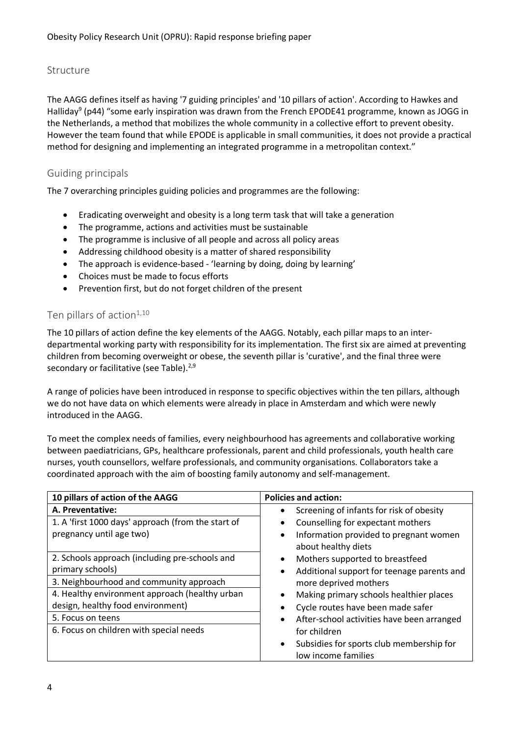## Structure

The AAGG defines itself as having '7 guiding principles' and '10 pillars of action'. According to Hawkes and Halliday[9] (p44) "some early inspiration was drawn from the French EPODE41 programme, known as JOGG in the Netherlands, a method that mobilizes the whole community in a collective effort to prevent obesity. However the team found that while EPODE is applicable in small communities, it does not provide a practical method for designing and implementing an integrated programme in a metropolitan context."

### Guiding principals

The 7 overarching principles guiding policies and programmes are the following:

- Eradicating overweight and obesity is a long term task that will take a generation
- The programme, actions and activities must be sustainable
- The programme is inclusive of all people and across all policy areas
- Addressing childhood obesity is a matter of shared responsibility
- The approach is evidence-based - 'learning by doing, doing by learning'
- Choices must be made to focus efforts
- Prevention first, but do not forget children of the present

### Ten pillars of action[1,10]

The 10 pillars of action define the key elements of the AAGG. Notably, each pillar maps to an inter-departmental working party with responsibility for its implementation. The first six are aimed at preventing children from becoming overweight or obese, the seventh pillar is 'curative', and the final three were secondary or facilitative (see Table).[2,9]

A range of policies have been introduced in response to specific objectives within the ten pillars, although we do not have data on which elements were already in place in Amsterdam and which were newly introduced in the AAGG.

To meet the complex needs of families, every neighbourhood has agreements and collaborative working between paediatricians, GPs, healthcare professionals, parent and child professionals, youth health care nurses, youth counsellors, welfare professionals, and community organisations. Collaborators take a coordinated approach with the aim of boosting family autonomy and self-management.

| 10 pillars of action of the AAGG | Policies and action: |
|---|---|
| **A. Preventative:**<br>1. A 'first 1000 days' approach (from the start of pregnancy until age two)<br>2. Schools approach (including pre-schools and primary schools)<br>3. Neighbourhood and community approach<br>4. Healthy environment approach (healthy urban design, healthy food environment)<br>5. Focus on teens<br>6. Focus on children with special needs | • Screening of infants for risk of obesity<br>• Counselling for expectant mothers<br>• Information provided to pregnant women about healthy diets<br>• Mothers supported to breastfeed<br>• Additional support for teenage parents and more deprived mothers<br>• Making primary schools healthier places<br>• Cycle routes have been made safer<br>• After-school activities have been arranged for children<br>• Subsidies for sports club membership for low income families |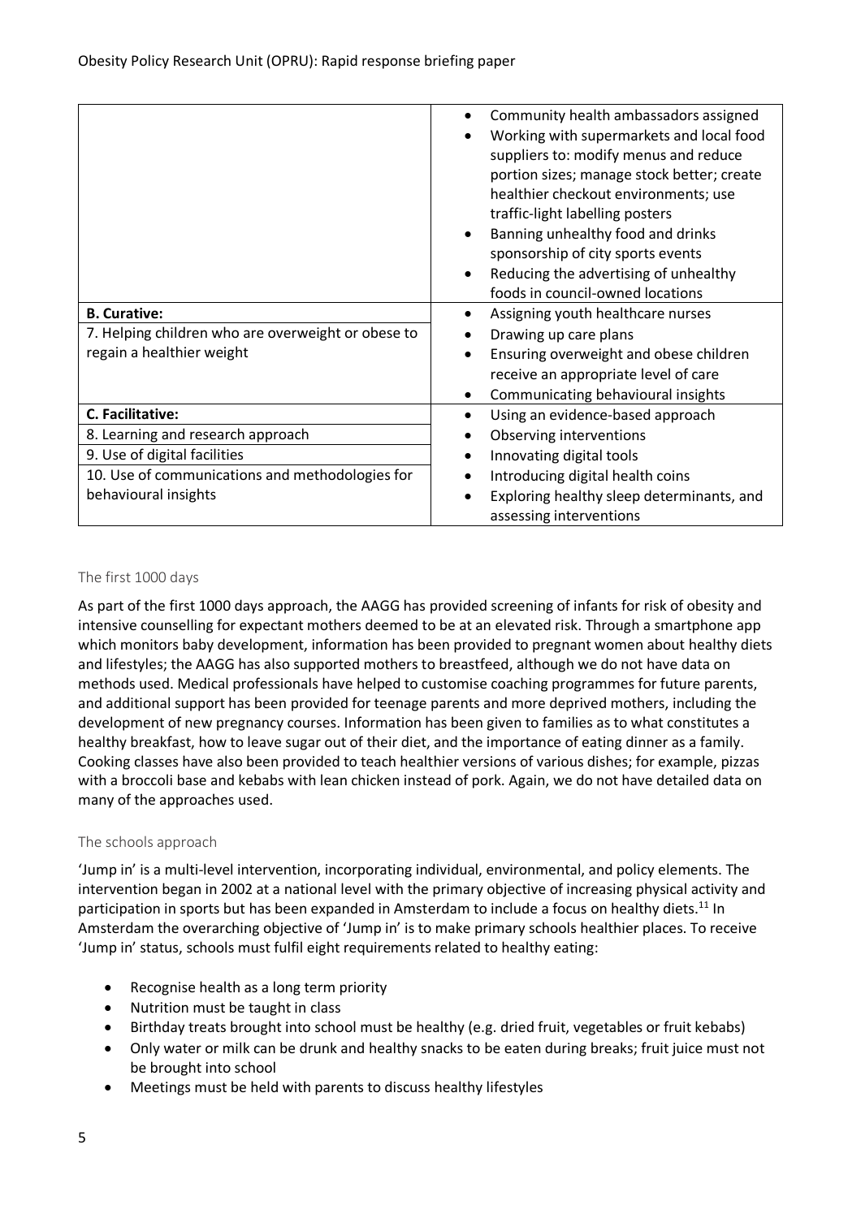| | |
|---|---|
| | • Community health ambassadors assigned<br>• Working with supermarkets and local food suppliers to: modify menus and reduce portion sizes; manage stock better; create healthier checkout environments; use traffic-light labelling posters<br>• Banning unhealthy food and drinks sponsorship of city sports events<br>• Reducing the advertising of unhealthy foods in council-owned locations |
| **B. Curative:**<br>7. Helping children who are overweight or obese to regain a healthier weight | • Assigning youth healthcare nurses<br>• Drawing up care plans<br>• Ensuring overweight and obese children receive an appropriate level of care<br>• Communicating behavioural insights |
| **C. Facilitative:**<br>8. Learning and research approach<br>9. Use of digital facilities<br>10. Use of communications and methodologies for behavioural insights | • Using an evidence-based approach<br>• Observing interventions<br>• Innovating digital tools<br>• Introducing digital health coins<br>• Exploring healthy sleep determinants, and assessing interventions |

### The first 1000 days

As part of the first 1000 days approach, the AAGG has provided screening of infants for risk of obesity and intensive counselling for expectant mothers deemed to be at an elevated risk. Through a smartphone app which monitors baby development, information has been provided to pregnant women about healthy diets and lifestyles; the AAGG has also supported mothers to breastfeed, although we do not have data on methods used. Medical professionals have helped to customise coaching programmes for future parents, and additional support has been provided for teenage parents and more deprived mothers, including the development of new pregnancy courses. Information has been given to families as to what constitutes a healthy breakfast, how to leave sugar out of their diet, and the importance of eating dinner as a family. Cooking classes have also been provided to teach healthier versions of various dishes; for example, pizzas with a broccoli base and kebabs with lean chicken instead of pork. Again, we do not have detailed data on many of the approaches used.

### The schools approach

'Jump in' is a multi-level intervention, incorporating individual, environmental, and policy elements. The intervention began in 2002 at a national level with the primary objective of increasing physical activity and participation in sports but has been expanded in Amsterdam to include a focus on healthy diets.[11] In Amsterdam the overarching objective of 'Jump in' is to make primary schools healthier places. To receive 'Jump in' status, schools must fulfil eight requirements related to healthy eating:

- Recognise health as a long term priority
- Nutrition must be taught in class
- Birthday treats brought into school must be healthy (e.g. dried fruit, vegetables or fruit kebabs)
- Only water or milk can be drunk and healthy snacks to be eaten during breaks; fruit juice must not be brought into school
- Meetings must be held with parents to discuss healthy lifestyles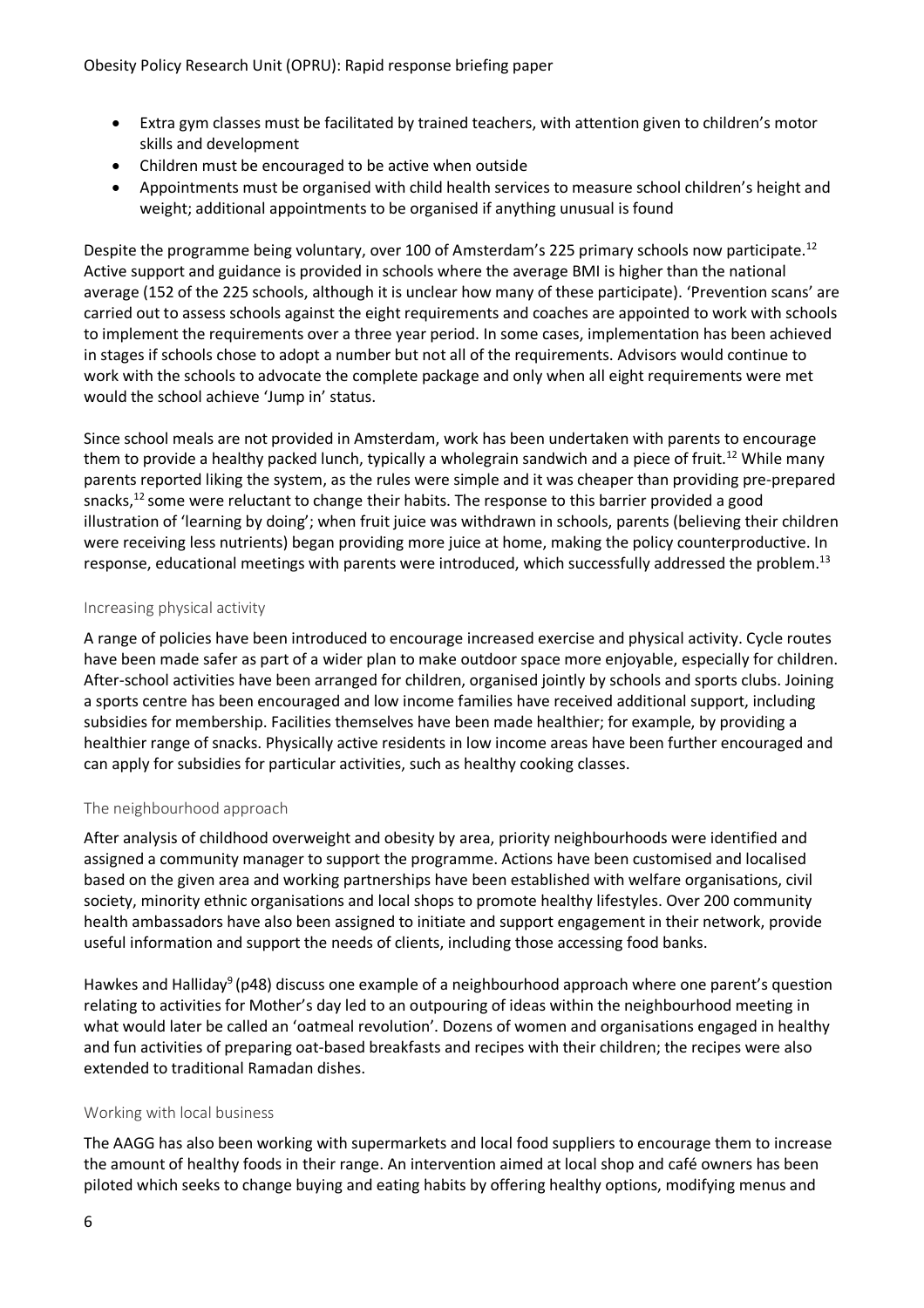- Extra gym classes must be facilitated by trained teachers, with attention given to children's motor skills and development
- Children must be encouraged to be active when outside
- Appointments must be organised with child health services to measure school children's height and weight; additional appointments to be organised if anything unusual is found

Despite the programme being voluntary, over 100 of Amsterdam's 225 primary schools now participate.[12] Active support and guidance is provided in schools where the average BMI is higher than the national average (152 of the 225 schools, although it is unclear how many of these participate). 'Prevention scans' are carried out to assess schools against the eight requirements and coaches are appointed to work with schools to implement the requirements over a three year period. In some cases, implementation has been achieved in stages if schools chose to adopt a number but not all of the requirements. Advisors would continue to work with the schools to advocate the complete package and only when all eight requirements were met would the school achieve 'Jump in' status.

Since school meals are not provided in Amsterdam, work has been undertaken with parents to encourage them to provide a healthy packed lunch, typically a wholegrain sandwich and a piece of fruit.[12] While many parents reported liking the system, as the rules were simple and it was cheaper than providing pre-prepared snacks,[12] some were reluctant to change their habits. The response to this barrier provided a good illustration of 'learning by doing'; when fruit juice was withdrawn in schools, parents (believing their children were receiving less nutrients) began providing more juice at home, making the policy counterproductive. In response, educational meetings with parents were introduced, which successfully addressed the problem.[13]

### Increasing physical activity

A range of policies have been introduced to encourage increased exercise and physical activity. Cycle routes have been made safer as part of a wider plan to make outdoor space more enjoyable, especially for children. After-school activities have been arranged for children, organised jointly by schools and sports clubs. Joining a sports centre has been encouraged and low income families have received additional support, including subsidies for membership. Facilities themselves have been made healthier; for example, by providing a healthier range of snacks. Physically active residents in low income areas have been further encouraged and can apply for subsidies for particular activities, such as healthy cooking classes.

### The neighbourhood approach

After analysis of childhood overweight and obesity by area, priority neighbourhoods were identified and assigned a community manager to support the programme. Actions have been customised and localised based on the given area and working partnerships have been established with welfare organisations, civil society, minority ethnic organisations and local shops to promote healthy lifestyles. Over 200 community health ambassadors have also been assigned to initiate and support engagement in their network, provide useful information and support the needs of clients, including those accessing food banks.

Hawkes and Halliday[9] (p48) discuss one example of a neighbourhood approach where one parent's question relating to activities for Mother's day led to an outpouring of ideas within the neighbourhood meeting in what would later be called an 'oatmeal revolution'. Dozens of women and organisations engaged in healthy and fun activities of preparing oat-based breakfasts and recipes with their children; the recipes were also extended to traditional Ramadan dishes.

### Working with local business

The AAGG has also been working with supermarkets and local food suppliers to encourage them to increase the amount of healthy foods in their range. An intervention aimed at local shop and café owners has been piloted which seeks to change buying and eating habits by offering healthy options, modifying menus and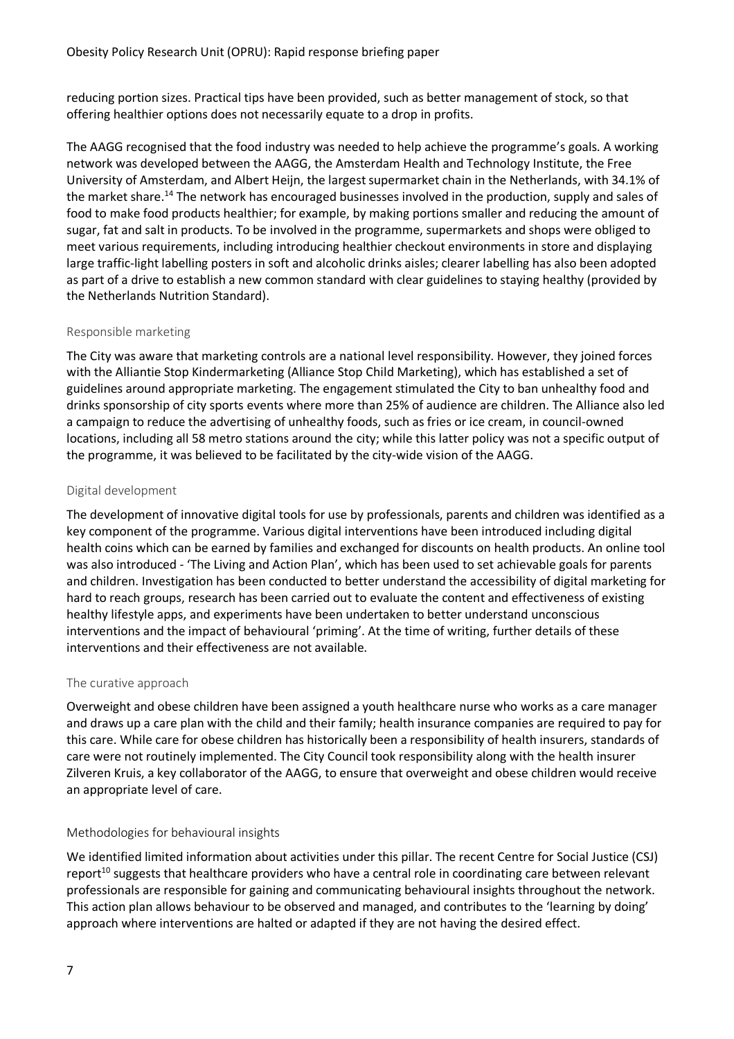reducing portion sizes. Practical tips have been provided, such as better management of stock, so that offering healthier options does not necessarily equate to a drop in profits.

The AAGG recognised that the food industry was needed to help achieve the programme's goals. A working network was developed between the AAGG, the Amsterdam Health and Technology Institute, the Free University of Amsterdam, and Albert Heijn, the largest supermarket chain in the Netherlands, with 34.1% of the market share.[14] The network has encouraged businesses involved in the production, supply and sales of food to make food products healthier; for example, by making portions smaller and reducing the amount of sugar, fat and salt in products. To be involved in the programme, supermarkets and shops were obliged to meet various requirements, including introducing healthier checkout environments in store and displaying large traffic-light labelling posters in soft and alcoholic drinks aisles; clearer labelling has also been adopted as part of a drive to establish a new common standard with clear guidelines to staying healthy (provided by the Netherlands Nutrition Standard).

### Responsible marketing

The City was aware that marketing controls are a national level responsibility. However, they joined forces with the Alliantie Stop Kindermarketing (Alliance Stop Child Marketing), which has established a set of guidelines around appropriate marketing. The engagement stimulated the City to ban unhealthy food and drinks sponsorship of city sports events where more than 25% of audience are children. The Alliance also led a campaign to reduce the advertising of unhealthy foods, such as fries or ice cream, in council-owned locations, including all 58 metro stations around the city; while this latter policy was not a specific output of the programme, it was believed to be facilitated by the city-wide vision of the AAGG.

### Digital development

The development of innovative digital tools for use by professionals, parents and children was identified as a key component of the programme. Various digital interventions have been introduced including digital health coins which can be earned by families and exchanged for discounts on health products. An online tool was also introduced - 'The Living and Action Plan', which has been used to set achievable goals for parents and children. Investigation has been conducted to better understand the accessibility of digital marketing for hard to reach groups, research has been carried out to evaluate the content and effectiveness of existing healthy lifestyle apps, and experiments have been undertaken to better understand unconscious interventions and the impact of behavioural 'priming'. At the time of writing, further details of these interventions and their effectiveness are not available.

### The curative approach

Overweight and obese children have been assigned a youth healthcare nurse who works as a care manager and draws up a care plan with the child and their family; health insurance companies are required to pay for this care. While care for obese children has historically been a responsibility of health insurers, standards of care were not routinely implemented. The City Council took responsibility along with the health insurer Zilveren Kruis, a key collaborator of the AAGG, to ensure that overweight and obese children would receive an appropriate level of care.

### Methodologies for behavioural insights

We identified limited information about activities under this pillar. The recent Centre for Social Justice (CSJ) report[10] suggests that healthcare providers who have a central role in coordinating care between relevant professionals are responsible for gaining and communicating behavioural insights throughout the network. This action plan allows behaviour to be observed and managed, and contributes to the 'learning by doing' approach where interventions are halted or adapted if they are not having the desired effect.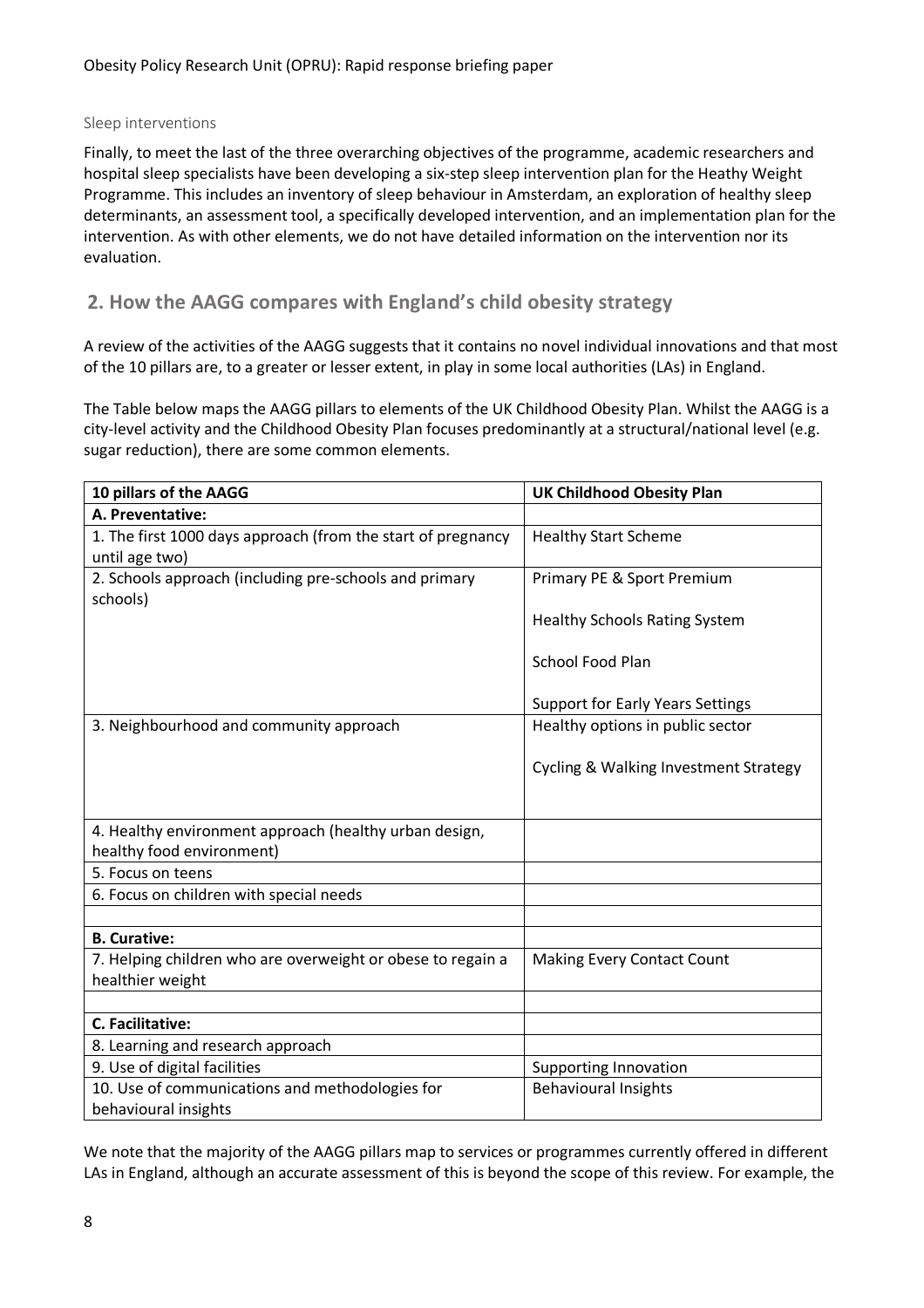### Sleep interventions

Finally, to meet the last of the three overarching objectives of the programme, academic researchers and hospital sleep specialists have been developing a six-step sleep intervention plan for the Heathy Weight Programme. This includes an inventory of sleep behaviour in Amsterdam, an exploration of healthy sleep determinants, an assessment tool, a specifically developed intervention, and an implementation plan for the intervention. As with other elements, we do not have detailed information on the intervention nor its evaluation.

## 2. How the AAGG compares with England's child obesity strategy

A review of the activities of the AAGG suggests that it contains no novel individual innovations and that most of the 10 pillars are, to a greater or lesser extent, in play in some local authorities (LAs) in England.

The Table below maps the AAGG pillars to elements of the UK Childhood Obesity Plan. Whilst the AAGG is a city-level activity and the Childhood Obesity Plan focuses predominantly at a structural/national level (e.g. sugar reduction), there are some common elements.

| 10 pillars of the AAGG | UK Childhood Obesity Plan |
|---|---|
| **A. Preventative:** | |
| 1. The first 1000 days approach (from the start of pregnancy until age two) | Healthy Start Scheme |
| 2. Schools approach (including pre-schools and primary schools) | Primary PE & Sport Premium<br><br>Healthy Schools Rating System<br><br>School Food Plan<br><br>Support for Early Years Settings |
| 3. Neighbourhood and community approach | Healthy options in public sector<br><br>Cycling & Walking Investment Strategy |
| 4. Healthy environment approach (healthy urban design, healthy food environment) | |
| 5. Focus on teens | |
| 6. Focus on children with special needs | |
| | |
| **B. Curative:** | |
| 7. Helping children who are overweight or obese to regain a healthier weight | Making Every Contact Count |
| | |
| **C. Facilitative:** | |
| 8. Learning and research approach | |
| 9. Use of digital facilities | Supporting Innovation |
| 10. Use of communications and methodologies for behavioural insights | Behavioural Insights |

We note that the majority of the AAGG pillars map to services or programmes currently offered in different LAs in England, although an accurate assessment of this is beyond the scope of this review. For example, the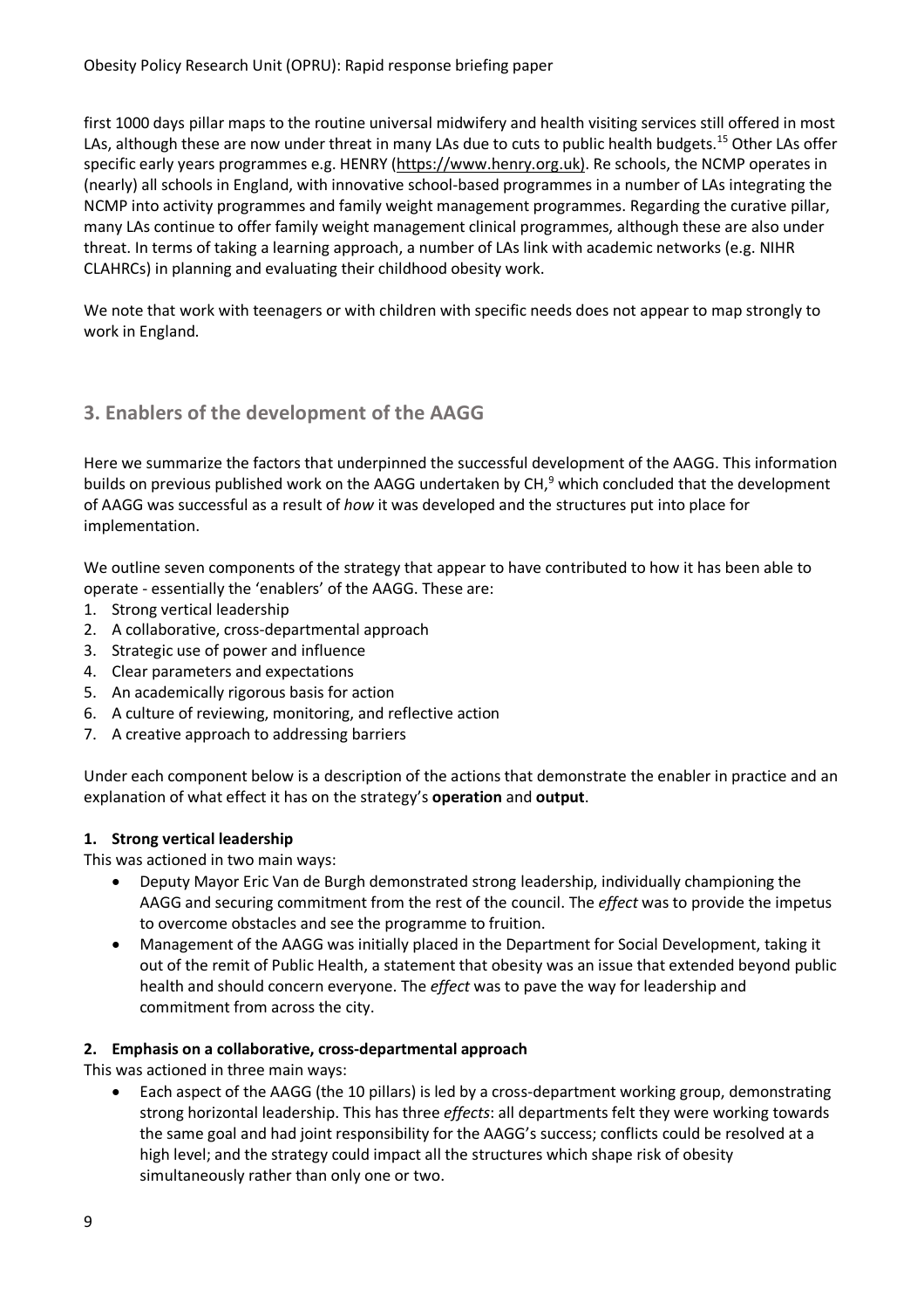first 1000 days pillar maps to the routine universal midwifery and health visiting services still offered in most LAs, although these are now under threat in many LAs due to cuts to public health budgets.[15] Other LAs offer specific early years programmes e.g. HENRY (https://www.henry.org.uk). Re schools, the NCMP operates in (nearly) all schools in England, with innovative school-based programmes in a number of LAs integrating the NCMP into activity programmes and family weight management programmes. Regarding the curative pillar, many LAs continue to offer family weight management clinical programmes, although these are also under threat. In terms of taking a learning approach, a number of LAs link with academic networks (e.g. NIHR CLAHRCs) in planning and evaluating their childhood obesity work.

We note that work with teenagers or with children with specific needs does not appear to map strongly to work in England.

## 3. Enablers of the development of the AAGG

Here we summarize the factors that underpinned the successful development of the AAGG. This information builds on previous published work on the AAGG undertaken by CH,[9] which concluded that the development of AAGG was successful as a result of *how* it was developed and the structures put into place for implementation.

We outline seven components of the strategy that appear to have contributed to how it has been able to operate - essentially the 'enablers' of the AAGG. These are:

1. Strong vertical leadership
2. A collaborative, cross-departmental approach
3. Strategic use of power and influence
4. Clear parameters and expectations
5. An academically rigorous basis for action
6. A culture of reviewing, monitoring, and reflective action
7. A creative approach to addressing barriers

Under each component below is a description of the actions that demonstrate the enabler in practice and an explanation of what effect it has on the strategy's **operation** and **output**.

**1. Strong vertical leadership**

This was actioned in two main ways:

- Deputy Mayor Eric Van de Burgh demonstrated strong leadership, individually championing the AAGG and securing commitment from the rest of the council. The *effect* was to provide the impetus to overcome obstacles and see the programme to fruition.
- Management of the AAGG was initially placed in the Department for Social Development, taking it out of the remit of Public Health, a statement that obesity was an issue that extended beyond public health and should concern everyone. The *effect* was to pave the way for leadership and commitment from across the city.

**2. Emphasis on a collaborative, cross-departmental approach**

This was actioned in three main ways:

- Each aspect of the AAGG (the 10 pillars) is led by a cross-department working group, demonstrating strong horizontal leadership. This has three *effects*: all departments felt they were working towards the same goal and had joint responsibility for the AAGG's success; conflicts could be resolved at a high level; and the strategy could impact all the structures which shape risk of obesity simultaneously rather than only one or two.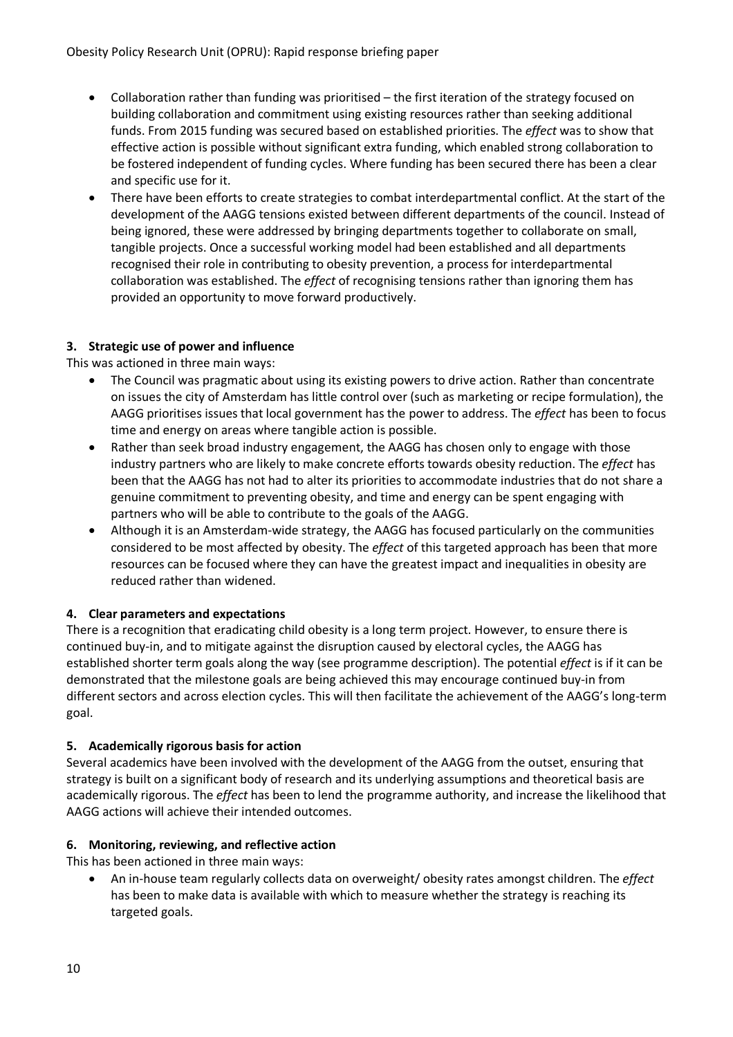- Collaboration rather than funding was prioritised – the first iteration of the strategy focused on building collaboration and commitment using existing resources rather than seeking additional funds. From 2015 funding was secured based on established priorities. The *effect* was to show that effective action is possible without significant extra funding, which enabled strong collaboration to be fostered independent of funding cycles. Where funding has been secured there has been a clear and specific use for it.
- There have been efforts to create strategies to combat interdepartmental conflict. At the start of the development of the AAGG tensions existed between different departments of the council. Instead of being ignored, these were addressed by bringing departments together to collaborate on small, tangible projects. Once a successful working model had been established and all departments recognised their role in contributing to obesity prevention, a process for interdepartmental collaboration was established. The *effect* of recognising tensions rather than ignoring them has provided an opportunity to move forward productively.

### 3. Strategic use of power and influence

This was actioned in three main ways:

- The Council was pragmatic about using its existing powers to drive action. Rather than concentrate on issues the city of Amsterdam has little control over (such as marketing or recipe formulation), the AAGG prioritises issues that local government has the power to address. The *effect* has been to focus time and energy on areas where tangible action is possible.
- Rather than seek broad industry engagement, the AAGG has chosen only to engage with those industry partners who are likely to make concrete efforts towards obesity reduction. The *effect* has been that the AAGG has not had to alter its priorities to accommodate industries that do not share a genuine commitment to preventing obesity, and time and energy can be spent engaging with partners who will be able to contribute to the goals of the AAGG.
- Although it is an Amsterdam-wide strategy, the AAGG has focused particularly on the communities considered to be most affected by obesity. The *effect* of this targeted approach has been that more resources can be focused where they can have the greatest impact and inequalities in obesity are reduced rather than widened.

### 4. Clear parameters and expectations

There is a recognition that eradicating child obesity is a long term project. However, to ensure there is continued buy-in, and to mitigate against the disruption caused by electoral cycles, the AAGG has established shorter term goals along the way (see programme description). The potential *effect* is if it can be demonstrated that the milestone goals are being achieved this may encourage continued buy-in from different sectors and across election cycles. This will then facilitate the achievement of the AAGG's long-term goal.

### 5. Academically rigorous basis for action

Several academics have been involved with the development of the AAGG from the outset, ensuring that strategy is built on a significant body of research and its underlying assumptions and theoretical basis are academically rigorous. The *effect* has been to lend the programme authority, and increase the likelihood that AAGG actions will achieve their intended outcomes.

### 6. Monitoring, reviewing, and reflective action

This has been actioned in three main ways:

- An in-house team regularly collects data on overweight/ obesity rates amongst children. The *effect* has been to make data is available with which to measure whether the strategy is reaching its targeted goals.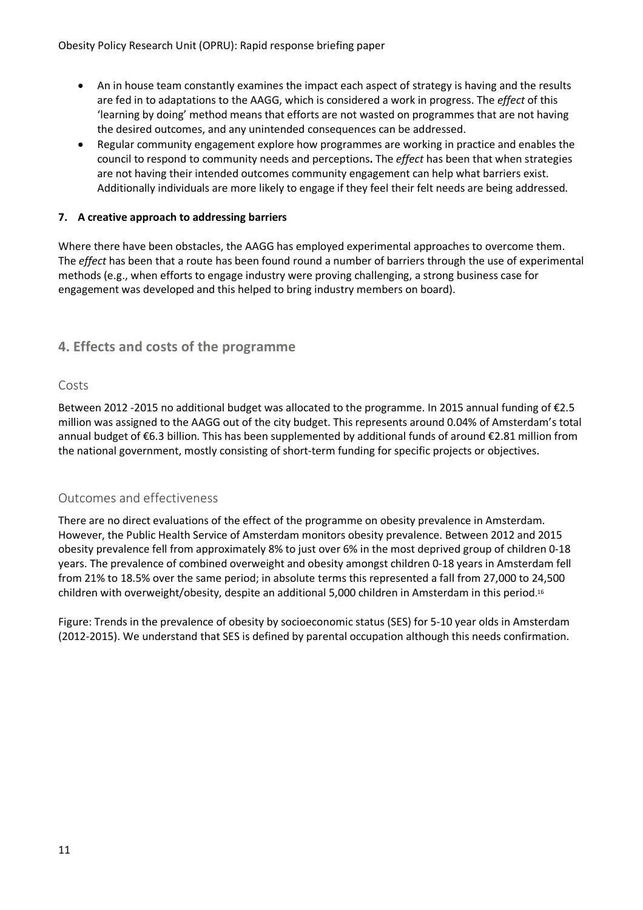- An in house team constantly examines the impact each aspect of strategy is having and the results are fed in to adaptations to the AAGG, which is considered a work in progress. The *effect* of this 'learning by doing' method means that efforts are not wasted on programmes that are not having the desired outcomes, and any unintended consequences can be addressed.
- Regular community engagement explore how programmes are working in practice and enables the council to respond to community needs and perceptions**.** The *effect* has been that when strategies are not having their intended outcomes community engagement can help what barriers exist. Additionally individuals are more likely to engage if they feel their felt needs are being addressed.

#### 7. A creative approach to addressing barriers

Where there have been obstacles, the AAGG has employed experimental approaches to overcome them. The *effect* has been that a route has been found round a number of barriers through the use of experimental methods (e.g., when efforts to engage industry were proving challenging, a strong business case for engagement was developed and this helped to bring industry members on board).

## 4. Effects and costs of the programme

### Costs

Between 2012 -2015 no additional budget was allocated to the programme. In 2015 annual funding of €2.5 million was assigned to the AAGG out of the city budget. This represents around 0.04% of Amsterdam's total annual budget of €6.3 billion. This has been supplemented by additional funds of around €2.81 million from the national government, mostly consisting of short-term funding for specific projects or objectives.

### Outcomes and effectiveness

There are no direct evaluations of the effect of the programme on obesity prevalence in Amsterdam. However, the Public Health Service of Amsterdam monitors obesity prevalence. Between 2012 and 2015 obesity prevalence fell from approximately 8% to just over 6% in the most deprived group of children 0-18 years. The prevalence of combined overweight and obesity amongst children 0-18 years in Amsterdam fell from 21% to 18.5% over the same period; in absolute terms this represented a fall from 27,000 to 24,500 children with overweight/obesity, despite an additional 5,000 children in Amsterdam in this period.[16]

Figure: Trends in the prevalence of obesity by socioeconomic status (SES) for 5-10 year olds in Amsterdam (2012-2015). We understand that SES is defined by parental occupation although this needs confirmation.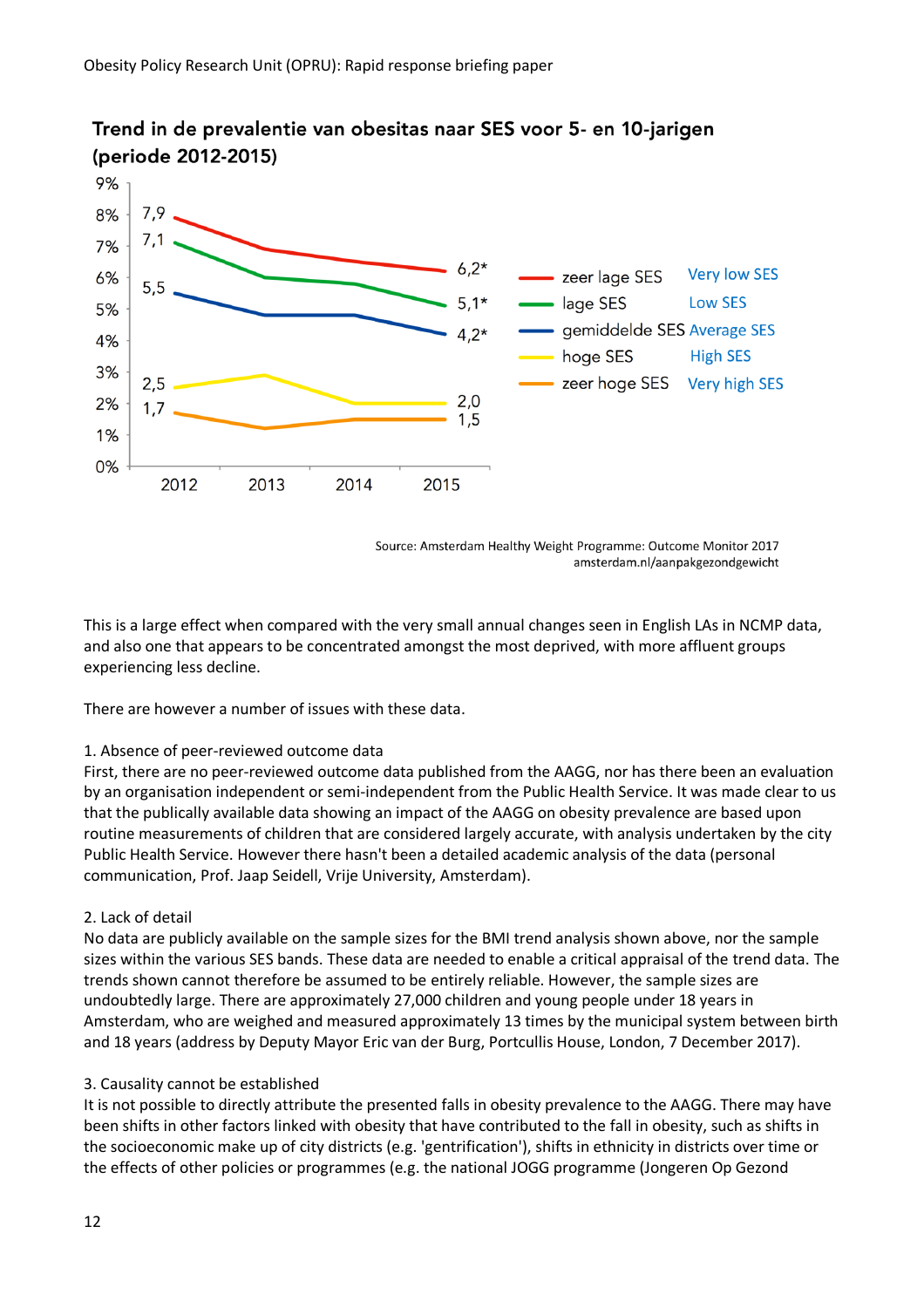Trend in de prevalentie van obesitas naar SES voor 5- en 10-jarigen (periode 2012-2015)

| SES | 2012 | 2015 |
|---|---|---|
| zeer lage SES (Very low SES) | 7,9 | 6,2* |
| lage SES (Low SES) | 7,1 | 5,1* |
| gemiddelde SES (Average SES) | 5,5 | 4,2* |
| hoge SES (High SES) | 2,5 | 2,0 |
| zeer hoge SES (Very high SES) | 1,7 | 1,5 |

Source: Amsterdam Healthy Weight Programme: Outcome Monitor 2017
amsterdam.nl/aanpakgezondgewicht

This is a large effect when compared with the very small annual changes seen in English LAs in NCMP data, and also one that appears to be concentrated amongst the most deprived, with more affluent groups experiencing less decline.

There are however a number of issues with these data.

1. Absence of peer-reviewed outcome data

First, there are no peer-reviewed outcome data published from the AAGG, nor has there been an evaluation by an organisation independent or semi-independent from the Public Health Service. It was made clear to us that the publically available data showing an impact of the AAGG on obesity prevalence are based upon routine measurements of children that are considered largely accurate, with analysis undertaken by the city Public Health Service. However there hasn't been a detailed academic analysis of the data (personal communication, Prof. Jaap Seidell, Vrije University, Amsterdam).

2. Lack of detail

No data are publicly available on the sample sizes for the BMI trend analysis shown above, nor the sample sizes within the various SES bands. These data are needed to enable a critical appraisal of the trend data. The trends shown cannot therefore be assumed to be entirely reliable. However, the sample sizes are undoubtedly large. There are approximately 27,000 children and young people under 18 years in Amsterdam, who are weighed and measured approximately 13 times by the municipal system between birth and 18 years (address by Deputy Mayor Eric van der Burg, Portcullis House, London, 7 December 2017).

3. Causality cannot be established

It is not possible to directly attribute the presented falls in obesity prevalence to the AAGG. There may have been shifts in other factors linked with obesity that have contributed to the fall in obesity, such as shifts in the socioeconomic make up of city districts (e.g. 'gentrification'), shifts in ethnicity in districts over time or the effects of other policies or programmes (e.g. the national JOGG programme (Jongeren Op Gezond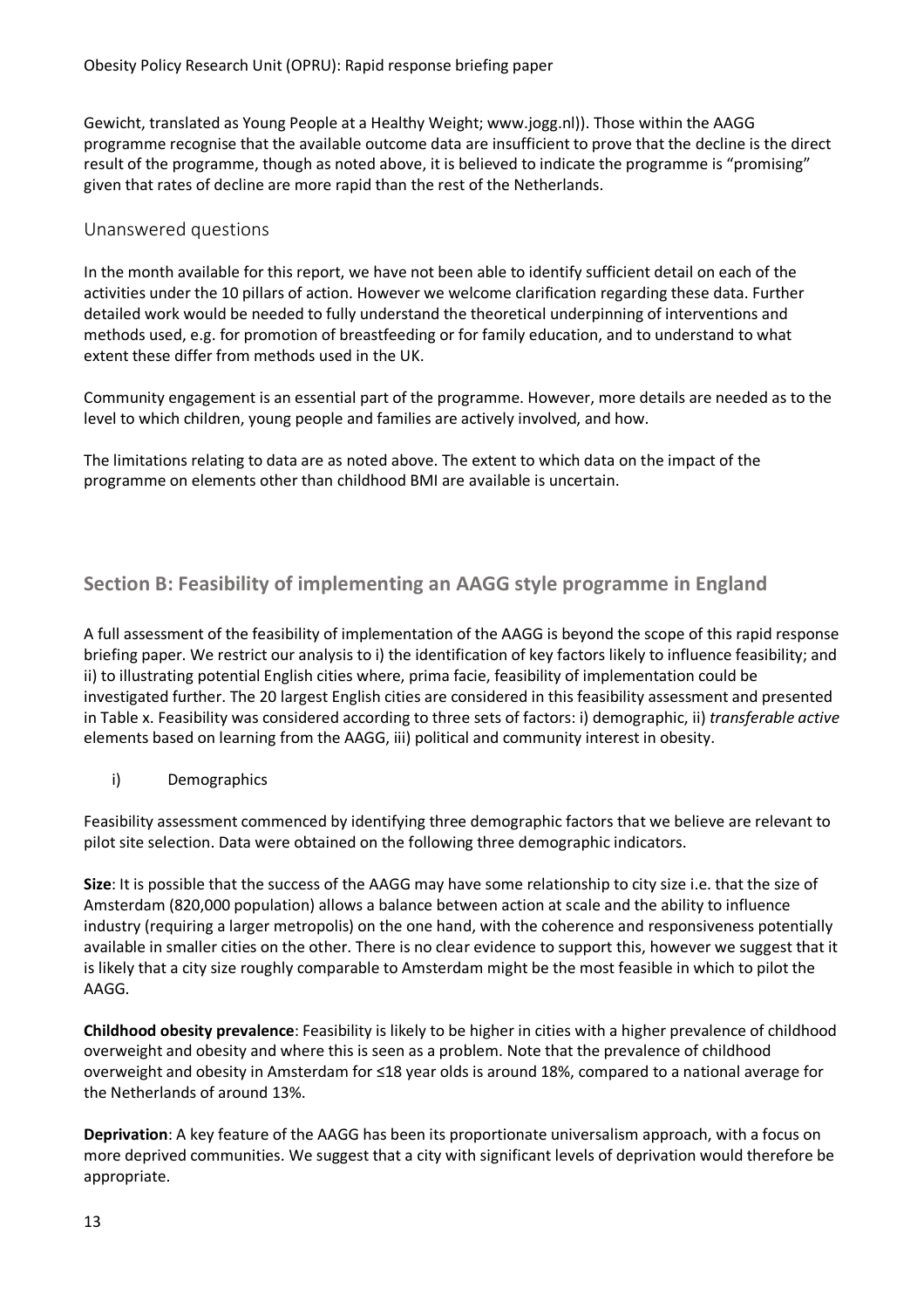Gewicht, translated as Young People at a Healthy Weight; www.jogg.nl)). Those within the AAGG programme recognise that the available outcome data are insufficient to prove that the decline is the direct result of the programme, though as noted above, it is believed to indicate the programme is "promising" given that rates of decline are more rapid than the rest of the Netherlands.

### Unanswered questions

In the month available for this report, we have not been able to identify sufficient detail on each of the activities under the 10 pillars of action. However we welcome clarification regarding these data. Further detailed work would be needed to fully understand the theoretical underpinning of interventions and methods used, e.g. for promotion of breastfeeding or for family education, and to understand to what extent these differ from methods used in the UK.

Community engagement is an essential part of the programme. However, more details are needed as to the level to which children, young people and families are actively involved, and how.

The limitations relating to data are as noted above. The extent to which data on the impact of the programme on elements other than childhood BMI are available is uncertain.

## Section B: Feasibility of implementing an AAGG style programme in England

A full assessment of the feasibility of implementation of the AAGG is beyond the scope of this rapid response briefing paper. We restrict our analysis to i) the identification of key factors likely to influence feasibility; and ii) to illustrating potential English cities where, prima facie, feasibility of implementation could be investigated further. The 20 largest English cities are considered in this feasibility assessment and presented in Table x. Feasibility was considered according to three sets of factors: i) demographic, ii) *transferable active* elements based on learning from the AAGG, iii) political and community interest in obesity.

i) Demographics

Feasibility assessment commenced by identifying three demographic factors that we believe are relevant to pilot site selection. Data were obtained on the following three demographic indicators.

**Size**: It is possible that the success of the AAGG may have some relationship to city size i.e. that the size of Amsterdam (820,000 population) allows a balance between action at scale and the ability to influence industry (requiring a larger metropolis) on the one hand, with the coherence and responsiveness potentially available in smaller cities on the other. There is no clear evidence to support this, however we suggest that it is likely that a city size roughly comparable to Amsterdam might be the most feasible in which to pilot the AAGG.

**Childhood obesity prevalence**: Feasibility is likely to be higher in cities with a higher prevalence of childhood overweight and obesity and where this is seen as a problem. Note that the prevalence of childhood overweight and obesity in Amsterdam for ≤18 year olds is around 18%, compared to a national average for the Netherlands of around 13%.

**Deprivation**: A key feature of the AAGG has been its proportionate universalism approach, with a focus on more deprived communities. We suggest that a city with significant levels of deprivation would therefore be appropriate.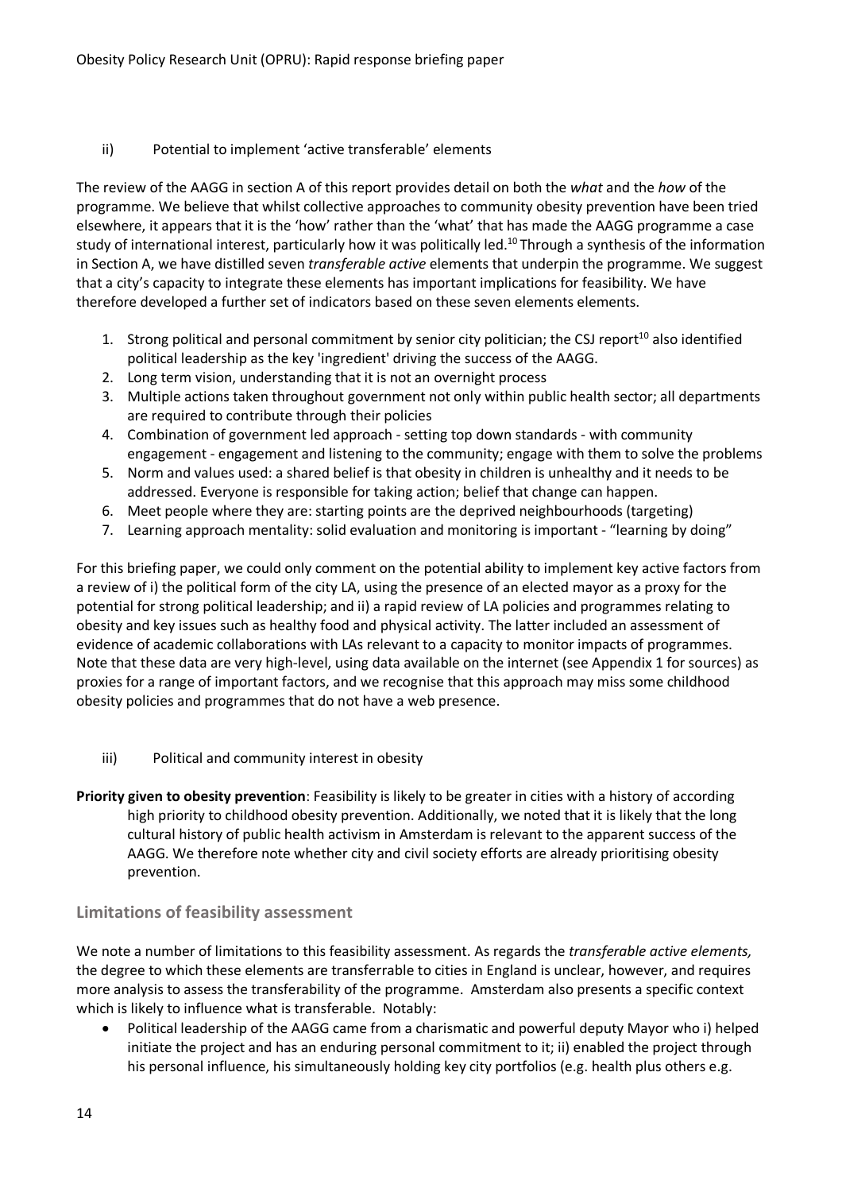ii) Potential to implement 'active transferable' elements

The review of the AAGG in section A of this report provides detail on both the *what* and the *how* of the programme. We believe that whilst collective approaches to community obesity prevention have been tried elsewhere, it appears that it is the 'how' rather than the 'what' that has made the AAGG programme a case study of international interest, particularly how it was politically led.[10] Through a synthesis of the information in Section A, we have distilled seven *transferable active* elements that underpin the programme. We suggest that a city's capacity to integrate these elements has important implications for feasibility. We have therefore developed a further set of indicators based on these seven elements elements.

1. Strong political and personal commitment by senior city politician; the CSJ report[10] also identified political leadership as the key 'ingredient' driving the success of the AAGG.
2. Long term vision, understanding that it is not an overnight process
3. Multiple actions taken throughout government not only within public health sector; all departments are required to contribute through their policies
4. Combination of government led approach - setting top down standards - with community engagement - engagement and listening to the community; engage with them to solve the problems
5. Norm and values used: a shared belief is that obesity in children is unhealthy and it needs to be addressed. Everyone is responsible for taking action; belief that change can happen.
6. Meet people where they are: starting points are the deprived neighbourhoods (targeting)
7. Learning approach mentality: solid evaluation and monitoring is important - "learning by doing"

For this briefing paper, we could only comment on the potential ability to implement key active factors from a review of i) the political form of the city LA, using the presence of an elected mayor as a proxy for the potential for strong political leadership; and ii) a rapid review of LA policies and programmes relating to obesity and key issues such as healthy food and physical activity. The latter included an assessment of evidence of academic collaborations with LAs relevant to a capacity to monitor impacts of programmes. Note that these data are very high-level, using data available on the internet (see Appendix 1 for sources) as proxies for a range of important factors, and we recognise that this approach may miss some childhood obesity policies and programmes that do not have a web presence.

iii) Political and community interest in obesity

**Priority given to obesity prevention**: Feasibility is likely to be greater in cities with a history of according high priority to childhood obesity prevention. Additionally, we noted that it is likely that the long cultural history of public health activism in Amsterdam is relevant to the apparent success of the AAGG. We therefore note whether city and civil society efforts are already prioritising obesity prevention.

## Limitations of feasibility assessment

We note a number of limitations to this feasibility assessment. As regards the *transferable active elements,* the degree to which these elements are transferrable to cities in England is unclear, however, and requires more analysis to assess the transferability of the programme. Amsterdam also presents a specific context which is likely to influence what is transferable. Notably:

- Political leadership of the AAGG came from a charismatic and powerful deputy Mayor who i) helped initiate the project and has an enduring personal commitment to it; ii) enabled the project through his personal influence, his simultaneously holding key city portfolios (e.g. health plus others e.g.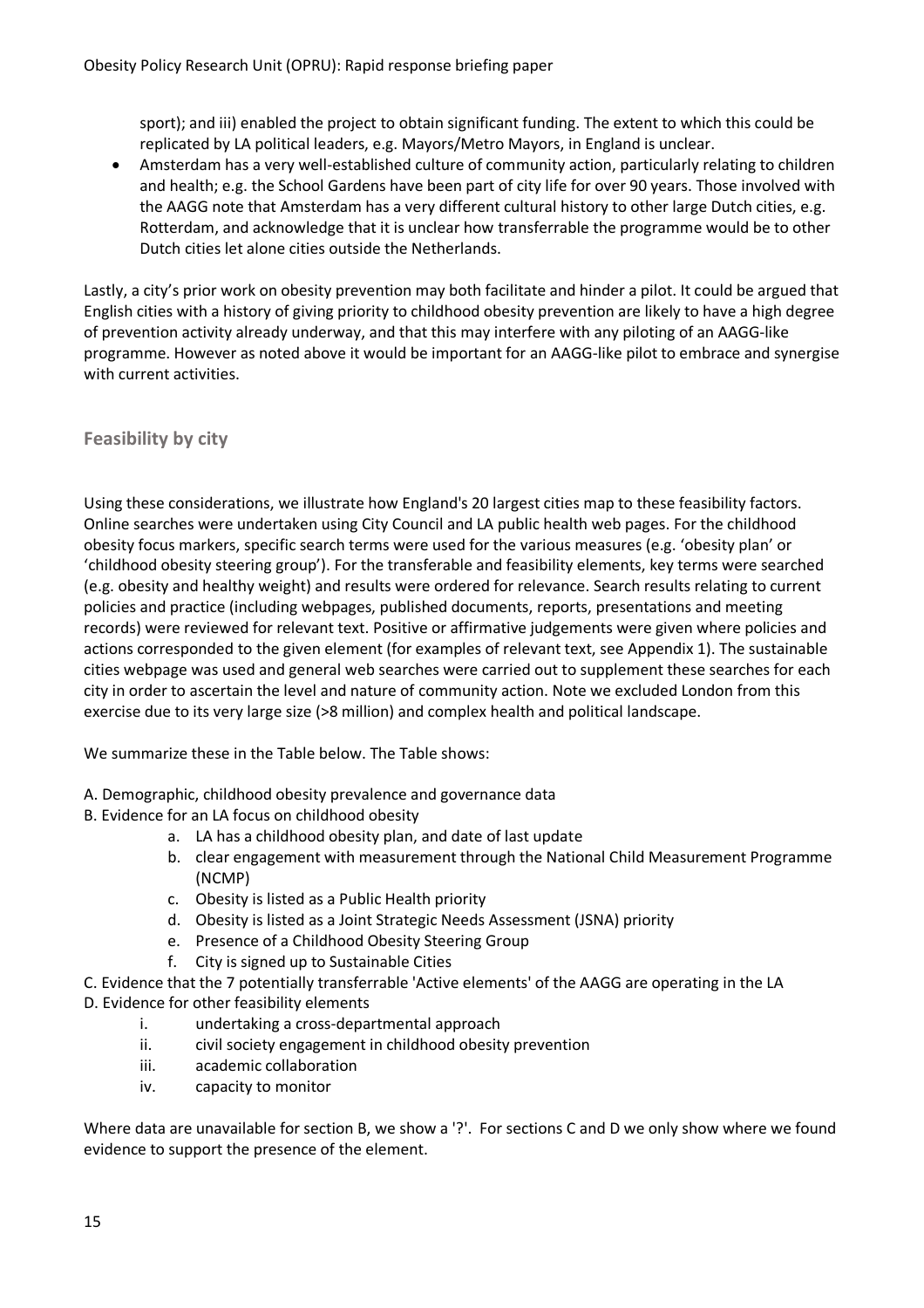sport); and iii) enabled the project to obtain significant funding. The extent to which this could be replicated by LA political leaders, e.g. Mayors/Metro Mayors, in England is unclear.

- Amsterdam has a very well-established culture of community action, particularly relating to children and health; e.g. the School Gardens have been part of city life for over 90 years. Those involved with the AAGG note that Amsterdam has a very different cultural history to other large Dutch cities, e.g. Rotterdam, and acknowledge that it is unclear how transferrable the programme would be to other Dutch cities let alone cities outside the Netherlands.

Lastly, a city's prior work on obesity prevention may both facilitate and hinder a pilot. It could be argued that English cities with a history of giving priority to childhood obesity prevention are likely to have a high degree of prevention activity already underway, and that this may interfere with any piloting of an AAGG-like programme. However as noted above it would be important for an AAGG-like pilot to embrace and synergise with current activities.

## Feasibility by city

Using these considerations, we illustrate how England's 20 largest cities map to these feasibility factors. Online searches were undertaken using City Council and LA public health web pages. For the childhood obesity focus markers, specific search terms were used for the various measures (e.g. 'obesity plan' or 'childhood obesity steering group'). For the transferable and feasibility elements, key terms were searched (e.g. obesity and healthy weight) and results were ordered for relevance. Search results relating to current policies and practice (including webpages, published documents, reports, presentations and meeting records) were reviewed for relevant text. Positive or affirmative judgements were given where policies and actions corresponded to the given element (for examples of relevant text, see Appendix 1). The sustainable cities webpage was used and general web searches were carried out to supplement these searches for each city in order to ascertain the level and nature of community action. Note we excluded London from this exercise due to its very large size (>8 million) and complex health and political landscape.

We summarize these in the Table below. The Table shows:

A. Demographic, childhood obesity prevalence and governance data

B. Evidence for an LA focus on childhood obesity
   a. LA has a childhood obesity plan, and date of last update
   b. clear engagement with measurement through the National Child Measurement Programme (NCMP)
   c. Obesity is listed as a Public Health priority
   d. Obesity is listed as a Joint Strategic Needs Assessment (JSNA) priority
   e. Presence of a Childhood Obesity Steering Group
   f. City is signed up to Sustainable Cities

C. Evidence that the 7 potentially transferrable 'Active elements' of the AAGG are operating in the LA

D. Evidence for other feasibility elements
   i. undertaking a cross-departmental approach
   ii. civil society engagement in childhood obesity prevention
   iii. academic collaboration
   iv. capacity to monitor

Where data are unavailable for section B, we show a '?'. For sections C and D we only show where we found evidence to support the presence of the element.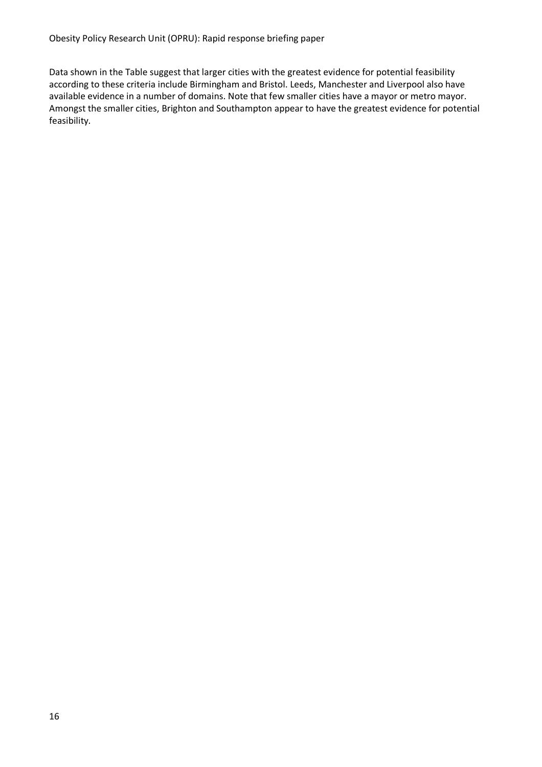Data shown in the Table suggest that larger cities with the greatest evidence for potential feasibility according to these criteria include Birmingham and Bristol. Leeds, Manchester and Liverpool also have available evidence in a number of domains. Note that few smaller cities have a mayor or metro mayor. Amongst the smaller cities, Brighton and Southampton appear to have the greatest evidence for potential feasibility.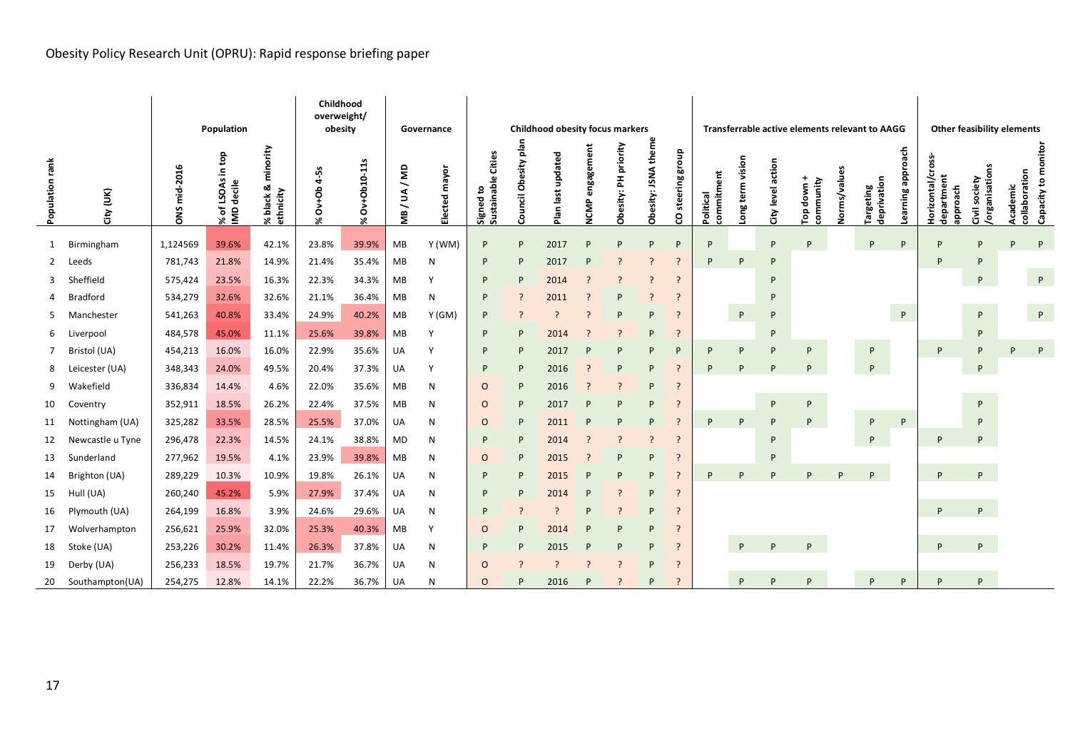| Population rank | City (UK) | Population | | | Childhood overweight/ obesity | | Governance | | Childhood obesity focus markers | | | | | | | Transferrable active elements relevant to AAGG | | | | | | | Other feasibility elements | | | |
|---|---|---|---|---|---|---|---|---|---|---|---|---|---|---|---|---|---|---|---|---|---|---|---|---|---|---|
| | | ONS mid-2016 | % of LSOAs in top IMD decile | % black & minority ethnicity | % Ov+Ob 4-5s | % Ov+Ob10-11s | MB / UA / MD | Elected mayor | Signed to Sustainable Cities | Council Obesity plan | Plan last updated | NCMP engagement | Obesity: PH priority | Obesity: JSNA theme | CO steering group | Political commitment | Long term vision | City level action | Top down + community | Norms/values | Targeting deprivation | Learning approach | Horizontal/cross-department approach | Civil society /organisations | Academic collaboration | Capacity to monitor |
| 1 | Birmingham | 1,124569 | 39.6% | 42.1% | 23.8% | 39.9% | MB | Y (WM) | P | P | 2017 | P | P | P | P | P | | P | P | | P | P | P | P | P | P |
| 2 | Leeds | 781,743 | 21.8% | 14.9% | 21.4% | 35.4% | MB | N | P | P | 2017 | P | ? | ? | ? | P | P | P | | | | | P | P | | |
| 3 | Sheffield | 575,424 | 23.5% | 16.3% | 22.3% | 34.3% | MB | Y | P | P | 2014 | ? | ? | ? | ? | | | P | | | | | | P | | P |
| 4 | Bradford | 534,279 | 32.6% | 32.6% | 21.1% | 36.4% | MB | N | P | ? | 2011 | ? | P | ? | ? | | | P | | | | | | | | |
| 5 | Manchester | 541,263 | 40.8% | 33.4% | 24.9% | 40.2% | MB | Y (GM) | P | ? | ? | ? | P | P | ? | | P | P | | | | P | | P | | P |
| 6 | Liverpool | 484,578 | 45.0% | 11.1% | 25.6% | 39.8% | MB | Y | P | P | 2014 | ? | ? | P | ? | | | P | | | | | | P | | |
| 7 | Bristol (UA) | 454,213 | 16.0% | 16.0% | 22.9% | 35.6% | UA | Y | P | P | 2017 | P | P | P | P | P | P | P | P | | P | | P | P | P | P |
| 8 | Leicester (UA) | 348,343 | 24.0% | 49.5% | 20.4% | 37.3% | UA | Y | P | P | 2016 | ? | P | P | ? | P | P | P | P | | P | | | P | | |
| 9 | Wakefield | 336,834 | 14.4% | 4.6% | 22.0% | 35.6% | MB | N | O | P | 2016 | ? | ? | P | ? | | | | | | | | | | | |
| 10 | Coventry | 352,911 | 18.5% | 26.2% | 22.4% | 37.5% | MB | N | O | P | 2017 | P | P | P | ? | | | P | P | | | | | P | | |
| 11 | Nottingham (UA) | 325,282 | 33.5% | 28.5% | 25.5% | 37.0% | UA | N | O | P | 2011 | P | P | P | ? | P | P | P | P | | P | P | | P | | |
| 12 | Newcastle u Tyne | 296,478 | 22.3% | 14.5% | 24.1% | 38.8% | MD | N | P | P | 2014 | ? | ? | ? | ? | | | P | | | P | | P | P | | |
| 13 | Sunderland | 277,962 | 19.5% | 4.1% | 23.9% | 39.8% | MB | N | O | P | 2015 | ? | P | P | ? | | | P | | | | | | | | |
| 14 | Brighton (UA) | 289,229 | 10.3% | 10.9% | 19.8% | 26.1% | UA | N | P | P | 2015 | P | P | P | ? | P | P | P | P | P | P | | P | P | | |
| 15 | Hull (UA) | 260,240 | 45.2% | 5.9% | 27.9% | 37.4% | UA | N | P | P | 2014 | P | ? | P | ? | | | | | | | | | | | |
| 16 | Plymouth (UA) | 264,199 | 16.8% | 3.9% | 24.6% | 29.6% | UA | N | P | ? | ? | P | ? | P | ? | | | | | | | | P | P | | |
| 17 | Wolverhampton | 256,621 | 25.9% | 32.0% | 25.3% | 40.3% | MB | Y | O | P | 2014 | P | P | P | ? | | | | | | | | | | | |
| 18 | Stoke (UA) | 253,226 | 30.2% | 11.4% | 26.3% | 37.8% | UA | N | P | P | 2015 | P | P | P | ? | | P | P | P | | | | P | P | | |
| 19 | Derby (UA) | 256,233 | 18.5% | 19.7% | 21.7% | 36.7% | UA | N | O | ? | ? | ? | ? | P | ? | | | | | | | | | | | |
| 20 | Southampton(UA) | 254,275 | 12.8% | 14.1% | 22.2% | 36.7% | UA | N | O | P | 2016 | P | ? | P | ? | | P | P | P | | P | P | P | P | | |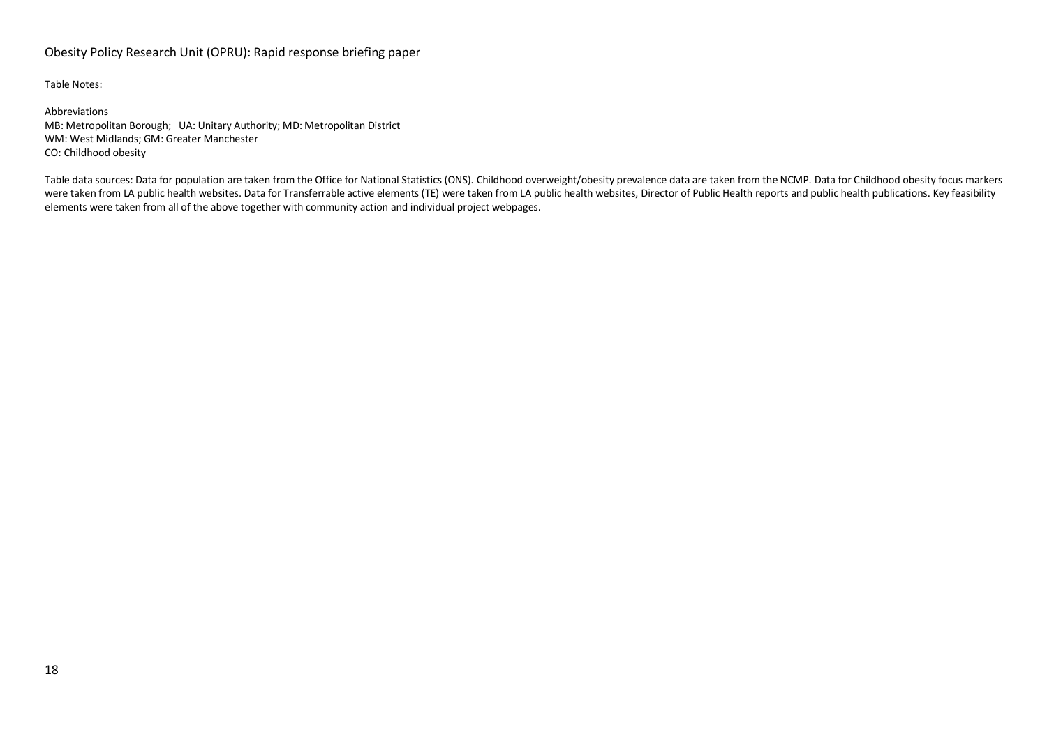Table Notes:

Abbreviations
MB: Metropolitan Borough; UA: Unitary Authority; MD: Metropolitan District
WM: West Midlands; GM: Greater Manchester
CO: Childhood obesity

Table data sources: Data for population are taken from the Office for National Statistics (ONS). Childhood overweight/obesity prevalence data are taken from the NCMP. Data for Childhood obesity focus markers were taken from LA public health websites. Data for Transferrable active elements (TE) were taken from LA public health websites, Director of Public Health reports and public health publications. Key feasibility elements were taken from all of the above together with community action and individual project webpages.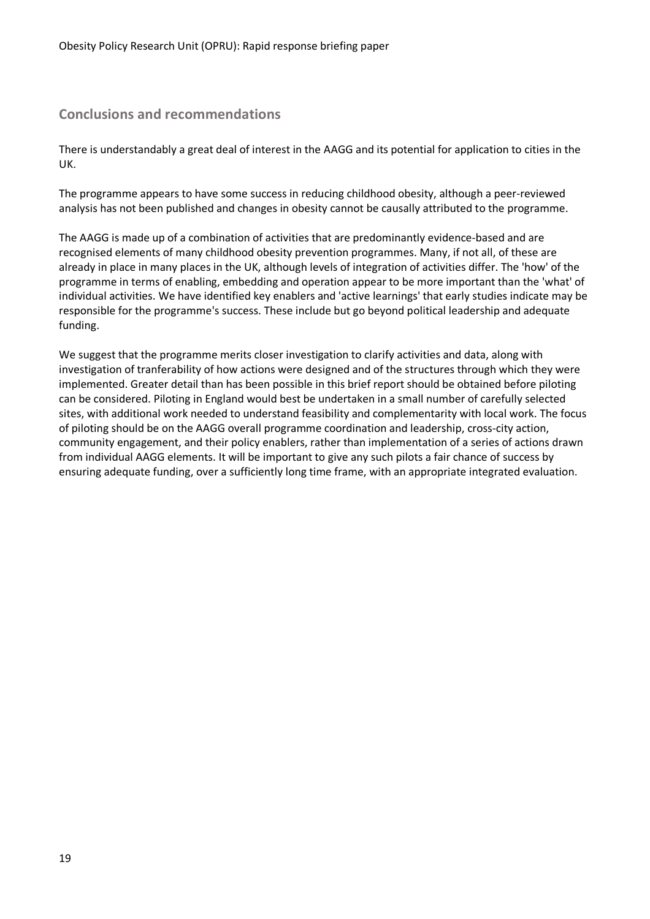## Conclusions and recommendations

There is understandably a great deal of interest in the AAGG and its potential for application to cities in the UK.

The programme appears to have some success in reducing childhood obesity, although a peer-reviewed analysis has not been published and changes in obesity cannot be causally attributed to the programme.

The AAGG is made up of a combination of activities that are predominantly evidence-based and are recognised elements of many childhood obesity prevention programmes. Many, if not all, of these are already in place in many places in the UK, although levels of integration of activities differ. The 'how' of the programme in terms of enabling, embedding and operation appear to be more important than the 'what' of individual activities. We have identified key enablers and 'active learnings' that early studies indicate may be responsible for the programme's success. These include but go beyond political leadership and adequate funding.

We suggest that the programme merits closer investigation to clarify activities and data, along with investigation of tranferability of how actions were designed and of the structures through which they were implemented. Greater detail than has been possible in this brief report should be obtained before piloting can be considered. Piloting in England would best be undertaken in a small number of carefully selected sites, with additional work needed to understand feasibility and complementarity with local work. The focus of piloting should be on the AAGG overall programme coordination and leadership, cross-city action, community engagement, and their policy enablers, rather than implementation of a series of actions drawn from individual AAGG elements. It will be important to give any such pilots a fair chance of success by ensuring adequate funding, over a sufficiently long time frame, with an appropriate integrated evaluation.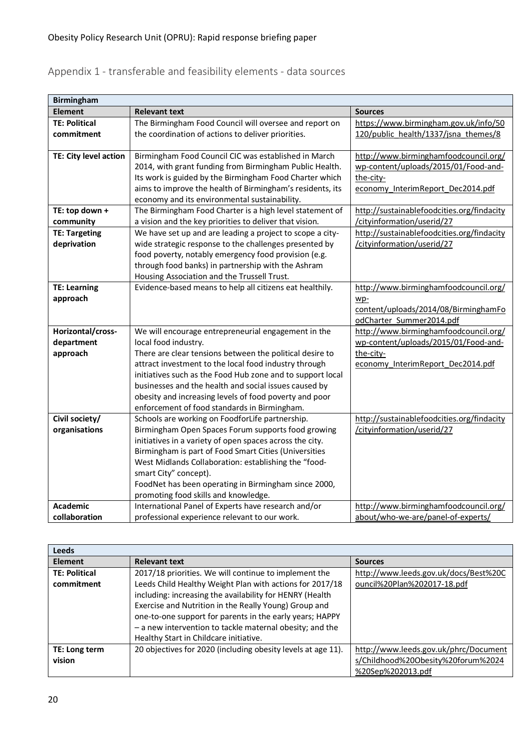## Appendix 1 - transferable and feasibility elements - data sources

| Birmingham | | |
|---|---|---|
| **Element** | **Relevant text** | **Sources** |
| **TE: Political commitment** | The Birmingham Food Council will oversee and report on the coordination of actions to deliver priorities. | https://www.birmingham.gov.uk/info/50120/public_health/1337/jsna_themes/8 |
| **TE: City level action** | Birmingham Food Council CIC was established in March 2014, with grant funding from Birmingham Public Health. Its work is guided by the Birmingham Food Charter which aims to improve the health of Birmingham's residents, its economy and its environmental sustainability. | http://www.birminghamfoodcouncil.org/wp-content/uploads/2015/01/Food-and-the-city-economy_InterimReport_Dec2014.pdf |
| **TE: top down + community** | The Birmingham Food Charter is a high level statement of a vision and the key priorities to deliver that vision. | http://sustainablefoodcities.org/findacity/cityinformation/userid/27 |
| **TE: Targeting deprivation** | We have set up and are leading a project to scope a city-wide strategic response to the challenges presented by food poverty, notably emergency food provision (e.g. through food banks) in partnership with the Ashram Housing Association and the Trussell Trust. | http://sustainablefoodcities.org/findacity/cityinformation/userid/27 |
| **TE: Learning approach** | Evidence-based means to help all citizens eat healthily. | http://www.birminghamfoodcouncil.org/wp-content/uploads/2014/08/BirminghamFoodCharter_Summer2014.pdf |
| **Horizontal/cross-department approach** | We will encourage entrepreneurial engagement in the local food industry.<br>There are clear tensions between the political desire to attract investment to the local food industry through initiatives such as the Food Hub zone and to support local businesses and the health and social issues caused by obesity and increasing levels of food poverty and poor enforcement of food standards in Birmingham. | http://www.birminghamfoodcouncil.org/wp-content/uploads/2015/01/Food-and-the-city-economy_InterimReport_Dec2014.pdf |
| **Civil society/ organisations** | Schools are working on FoodforLife partnership.<br>Birmingham Open Spaces Forum supports food growing initiatives in a variety of open spaces across the city.<br>Birmingham is part of Food Smart Cities (Universities West Midlands Collaboration: establishing the "food-smart City" concept).<br>FoodNet has been operating in Birmingham since 2000, promoting food skills and knowledge. | http://sustainablefoodcities.org/findacity/cityinformation/userid/27 |
| **Academic collaboration** | International Panel of Experts have research and/or professional experience relevant to our work. | http://www.birminghamfoodcouncil.org/about/who-we-are/panel-of-experts/ |

| Leeds | | |
|---|---|---|
| **Element** | **Relevant text** | **Sources** |
| **TE: Political commitment** | 2017/18 priorities. We will continue to implement the Leeds Child Healthy Weight Plan with actions for 2017/18 including: increasing the availability for HENRY (Health Exercise and Nutrition in the Really Young) Group and one-to-one support for parents in the early years; HAPPY – a new intervention to tackle maternal obesity; and the Healthy Start in Childcare initiative. | http://www.leeds.gov.uk/docs/Best%20Council%20Plan%202017-18.pdf |
| **TE: Long term vision** | 20 objectives for 2020 (including obesity levels at age 11). | http://www.leeds.gov.uk/phrc/Documents/Childhood%20Obesity%20forum%2024%20Sep%202013.pdf |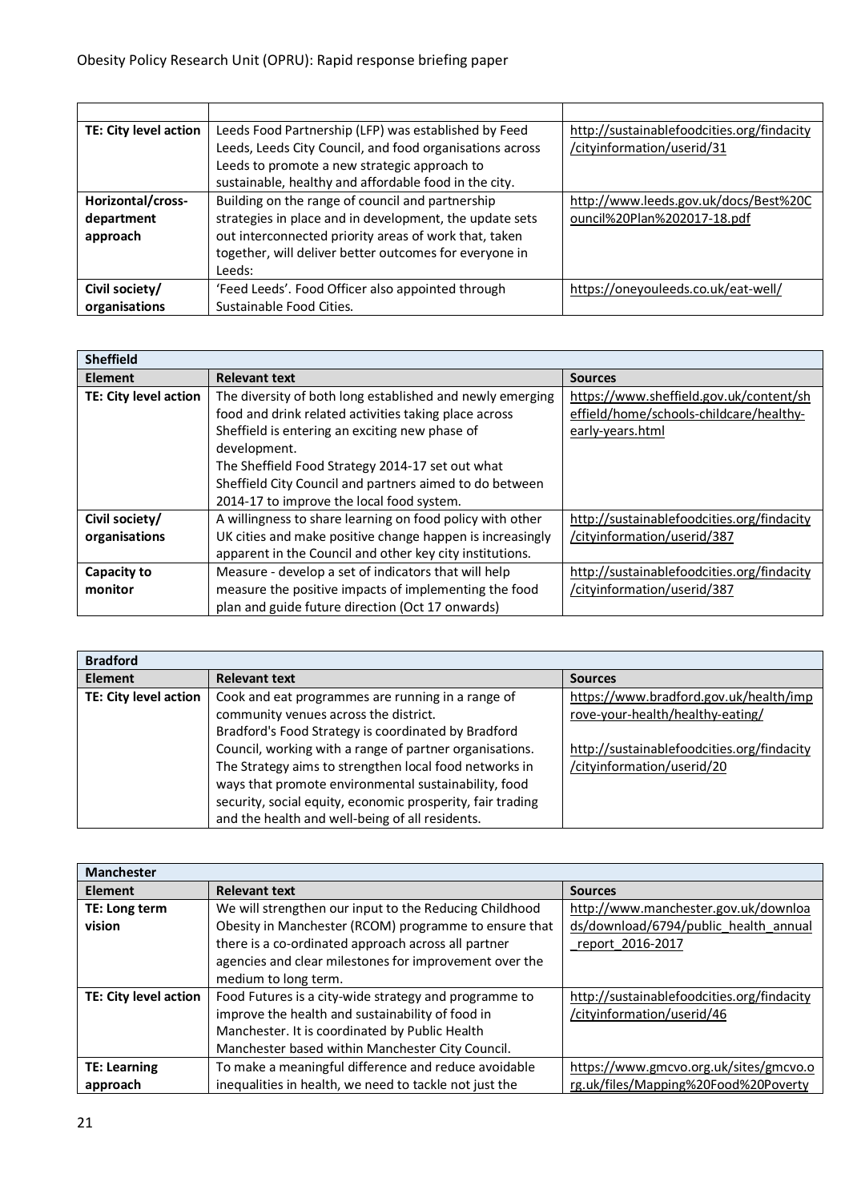| | | |
|---|---|---|
| **TE: City level action** | Leeds Food Partnership (LFP) was established by Feed Leeds, Leeds City Council, and food organisations across Leeds to promote a new strategic approach to sustainable, healthy and affordable food in the city. | http://sustainablefoodcities.org/findacity/cityinformation/userid/31 |
| **Horizontal/cross-department approach** | Building on the range of council and partnership strategies in place and in development, the update sets out interconnected priority areas of work that, taken together, will deliver better outcomes for everyone in Leeds: | http://www.leeds.gov.uk/docs/Best%20Council%20Plan%202017-18.pdf |
| **Civil society/ organisations** | 'Feed Leeds'. Food Officer also appointed through Sustainable Food Cities. | https://oneyouleeds.co.uk/eat-well/ |

| **Sheffield** | | |
|---|---|---|
| **Element** | **Relevant text** | **Sources** |
| **TE: City level action** | The diversity of both long established and newly emerging food and drink related activities taking place across Sheffield is entering an exciting new phase of development.<br>The Sheffield Food Strategy 2014-17 set out what Sheffield City Council and partners aimed to do between 2014-17 to improve the local food system. | https://www.sheffield.gov.uk/content/sheffield/home/schools-childcare/healthy-early-years.html |
| **Civil society/ organisations** | A willingness to share learning on food policy with other UK cities and make positive change happen is increasingly apparent in the Council and other key city institutions. | http://sustainablefoodcities.org/findacity/cityinformation/userid/387 |
| **Capacity to monitor** | Measure - develop a set of indicators that will help measure the positive impacts of implementing the food plan and guide future direction (Oct 17 onwards) | http://sustainablefoodcities.org/findacity/cityinformation/userid/387 |

| **Bradford** | | |
|---|---|---|
| **Element** | **Relevant text** | **Sources** |
| **TE: City level action** | Cook and eat programmes are running in a range of community venues across the district.<br>Bradford's Food Strategy is coordinated by Bradford Council, working with a range of partner organisations. The Strategy aims to strengthen local food networks in ways that promote environmental sustainability, food security, social equity, economic prosperity, fair trading and the health and well-being of all residents. | https://www.bradford.gov.uk/health/improve-your-health/healthy-eating/<br><br>http://sustainablefoodcities.org/findacity/cityinformation/userid/20 |

| **Manchester** | | |
|---|---|---|
| **Element** | **Relevant text** | **Sources** |
| **TE: Long term vision** | We will strengthen our input to the Reducing Childhood Obesity in Manchester (RCOM) programme to ensure that there is a co-ordinated approach across all partner agencies and clear milestones for improvement over the medium to long term. | http://www.manchester.gov.uk/downloads/download/6794/public_health_annual_report_2016-2017 |
| **TE: City level action** | Food Futures is a city-wide strategy and programme to improve the health and sustainability of food in Manchester. It is coordinated by Public Health Manchester based within Manchester City Council. | http://sustainablefoodcities.org/findacity/cityinformation/userid/46 |
| **TE: Learning approach** | To make a meaningful difference and reduce avoidable inequalities in health, we need to tackle not just the | https://www.gmcvo.org.uk/sites/gmcvo.org.uk/files/Mapping%20Food%20Poverty |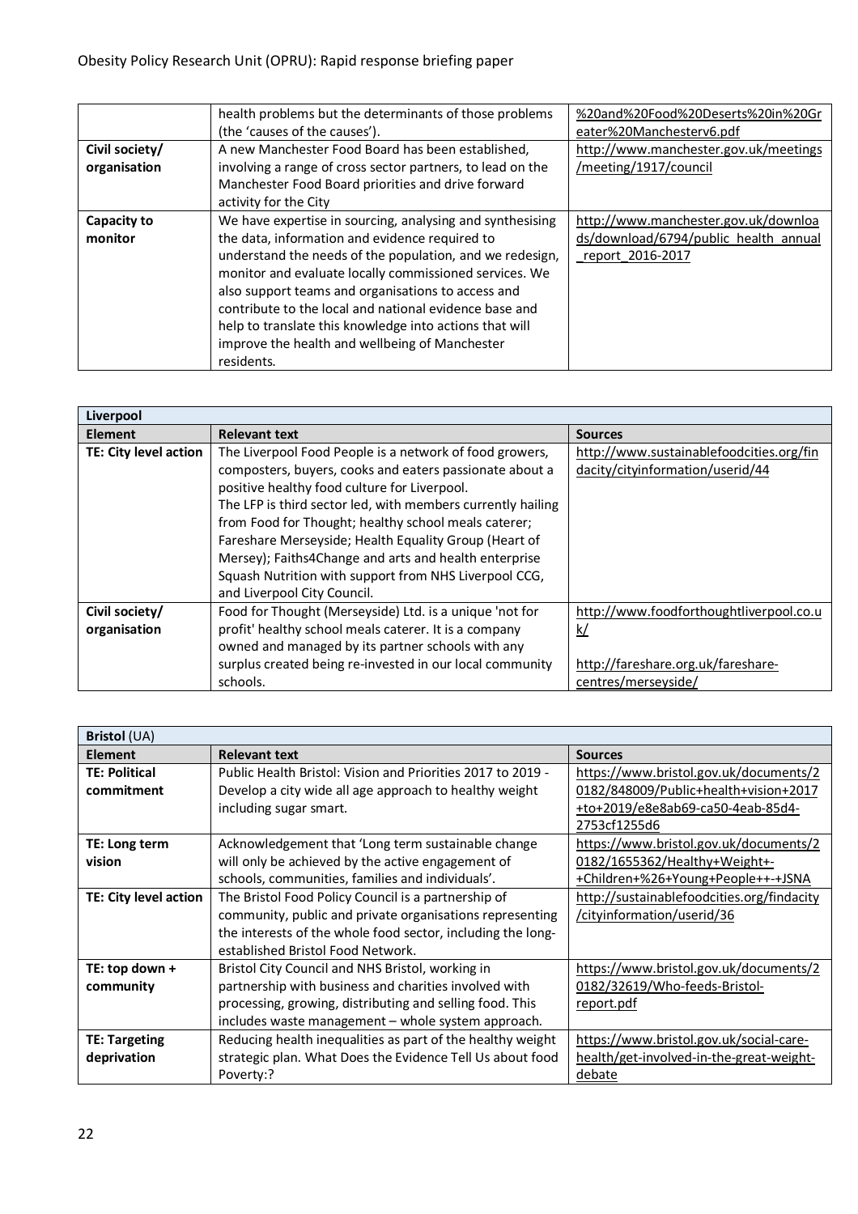| | | |
|---|---|---|
| | health problems but the determinants of those problems (the 'causes of the causes'). | %20and%20Food%20Deserts%20in%20Greater%20Manchesterv6.pdf |
| **Civil society/ organisation** | A new Manchester Food Board has been established, involving a range of cross sector partners, to lead on the Manchester Food Board priorities and drive forward activity for the City | http://www.manchester.gov.uk/meetings/meeting/1917/council |
| **Capacity to monitor** | We have expertise in sourcing, analysing and synthesising the data, information and evidence required to understand the needs of the population, and we redesign, monitor and evaluate locally commissioned services. We also support teams and organisations to access and contribute to the local and national evidence base and help to translate this knowledge into actions that will improve the health and wellbeing of Manchester residents. | http://www.manchester.gov.uk/downloads/download/6794/public_health_annual_report_2016-2017 |

| **Liverpool** | | |
|---|---|---|
| **Element** | **Relevant text** | **Sources** |
| **TE: City level action** | The Liverpool Food People is a network of food growers, composters, buyers, cooks and eaters passionate about a positive healthy food culture for Liverpool.<br>The LFP is third sector led, with members currently hailing from Food for Thought; healthy school meals caterer; Fareshare Merseyside; Health Equality Group (Heart of Mersey); Faiths4Change and arts and health enterprise Squash Nutrition with support from NHS Liverpool CCG, and Liverpool City Council. | http://www.sustainablefoodcities.org/findacity/cityinformation/userid/44 |
| **Civil society/ organisation** | Food for Thought (Merseyside) Ltd. is a unique 'not for profit' healthy school meals caterer. It is a company owned and managed by its partner schools with any surplus created being re-invested in our local community schools. | http://www.foodforthoughtliverpool.co.uk/<br><br>http://fareshare.org.uk/fareshare-centres/merseyside/ |

| **Bristol** (UA) | | |
|---|---|---|
| **Element** | **Relevant text** | **Sources** |
| **TE: Political commitment** | Public Health Bristol: Vision and Priorities 2017 to 2019 - Develop a city wide all age approach to healthy weight including sugar smart. | https://www.bristol.gov.uk/documents/20182/848009/Public+health+vision+2017+to+2019/e8e8ab69-ca50-4eab-85d4-2753cf1255d6 |
| **TE: Long term vision** | Acknowledgement that 'Long term sustainable change will only be achieved by the active engagement of schools, communities, families and individuals'. | https://www.bristol.gov.uk/documents/20182/1655362/Healthy+Weight+-+Children+%26+Young+People++-+JSNA |
| **TE: City level action** | The Bristol Food Policy Council is a partnership of community, public and private organisations representing the interests of the whole food sector, including the long-established Bristol Food Network. | http://sustainablefoodcities.org/findacity/cityinformation/userid/36 |
| **TE: top down + community** | Bristol City Council and NHS Bristol, working in partnership with business and charities involved with processing, growing, distributing and selling food. This includes waste management – whole system approach. | https://www.bristol.gov.uk/documents/20182/32619/Who-feeds-Bristol-report.pdf |
| **TE: Targeting deprivation** | Reducing health inequalities as part of the healthy weight strategic plan. What Does the Evidence Tell Us about food Poverty:? | https://www.bristol.gov.uk/social-care-health/get-involved-in-the-great-weight-debate |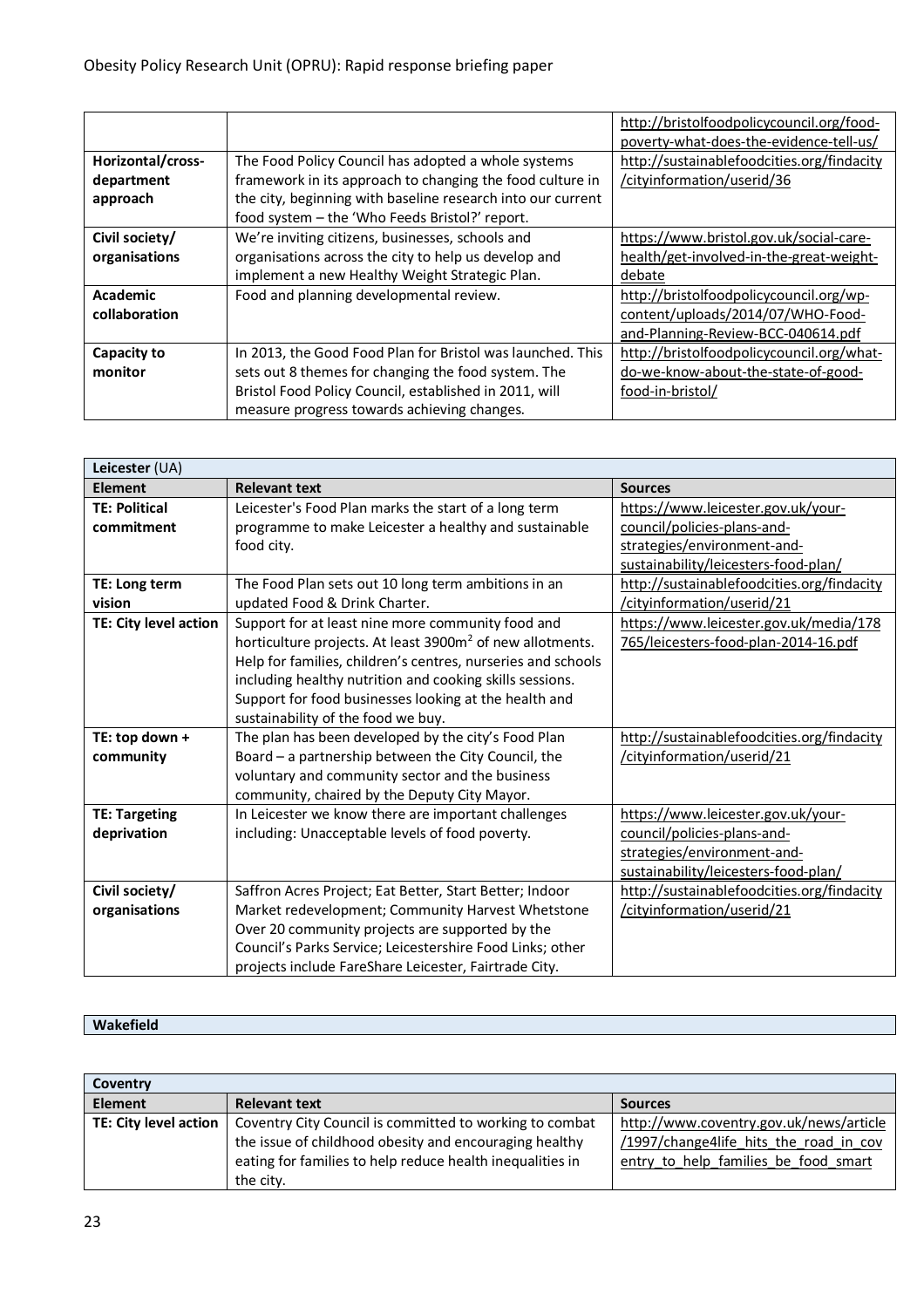| | | http://bristolfoodpolicycouncil.org/food-poverty-what-does-the-evidence-tell-us/ |
|---|---|---|
| **Horizontal/cross-department approach** | The Food Policy Council has adopted a whole systems framework in its approach to changing the food culture in the city, beginning with baseline research into our current food system – the 'Who Feeds Bristol?' report. | http://sustainablefoodcities.org/findacity/cityinformation/userid/36 |
| **Civil society/ organisations** | We're inviting citizens, businesses, schools and organisations across the city to help us develop and implement a new Healthy Weight Strategic Plan. | https://www.bristol.gov.uk/social-care-health/get-involved-in-the-great-weight-debate |
| **Academic collaboration** | Food and planning developmental review. | http://bristolfoodpolicycouncil.org/wp-content/uploads/2014/07/WHO-Food-and-Planning-Review-BCC-040614.pdf |
| **Capacity to monitor** | In 2013, the Good Food Plan for Bristol was launched. This sets out 8 themes for changing the food system. The Bristol Food Policy Council, established in 2011, will measure progress towards achieving changes. | http://bristolfoodpolicycouncil.org/what-do-we-know-about-the-state-of-good-food-in-bristol/ |

| **Leicester** (UA) | | |
|---|---|---|
| **Element** | **Relevant text** | **Sources** |
| **TE: Political commitment** | Leicester's Food Plan marks the start of a long term programme to make Leicester a healthy and sustainable food city. | https://www.leicester.gov.uk/your-council/policies-plans-and-strategies/environment-and-sustainability/leicesters-food-plan/ |
| **TE: Long term vision** | The Food Plan sets out 10 long term ambitions in an updated Food & Drink Charter. | http://sustainablefoodcities.org/findacity/cityinformation/userid/21 |
| **TE: City level action** | Support for at least nine more community food and horticulture projects. At least 3900m$^2$ of new allotments. Help for families, children's centres, nurseries and schools including healthy nutrition and cooking skills sessions. Support for food businesses looking at the health and sustainability of the food we buy. | https://www.leicester.gov.uk/media/178765/leicesters-food-plan-2014-16.pdf |
| **TE: top down + community** | The plan has been developed by the city's Food Plan Board – a partnership between the City Council, the voluntary and community sector and the business community, chaired by the Deputy City Mayor. | http://sustainablefoodcities.org/findacity/cityinformation/userid/21 |
| **TE: Targeting deprivation** | In Leicester we know there are important challenges including: Unacceptable levels of food poverty. | https://www.leicester.gov.uk/your-council/policies-plans-and-strategies/environment-and-sustainability/leicesters-food-plan/ |
| **Civil society/ organisations** | Saffron Acres Project; Eat Better, Start Better; Indoor Market redevelopment; Community Harvest Whetstone Over 20 community projects are supported by the Council's Parks Service; Leicestershire Food Links; other projects include FareShare Leicester, Fairtrade City. | http://sustainablefoodcities.org/findacity/cityinformation/userid/21 |

| **Wakefield** |
|---|

| **Coventry** | | |
|---|---|---|
| **Element** | **Relevant text** | **Sources** |
| **TE: City level action** | Coventry City Council is committed to working to combat the issue of childhood obesity and encouraging healthy eating for families to help reduce health inequalities in the city. | http://www.coventry.gov.uk/news/article/1997/change4life_hits_the_road_in_coventry_to_help_families_be_food_smart |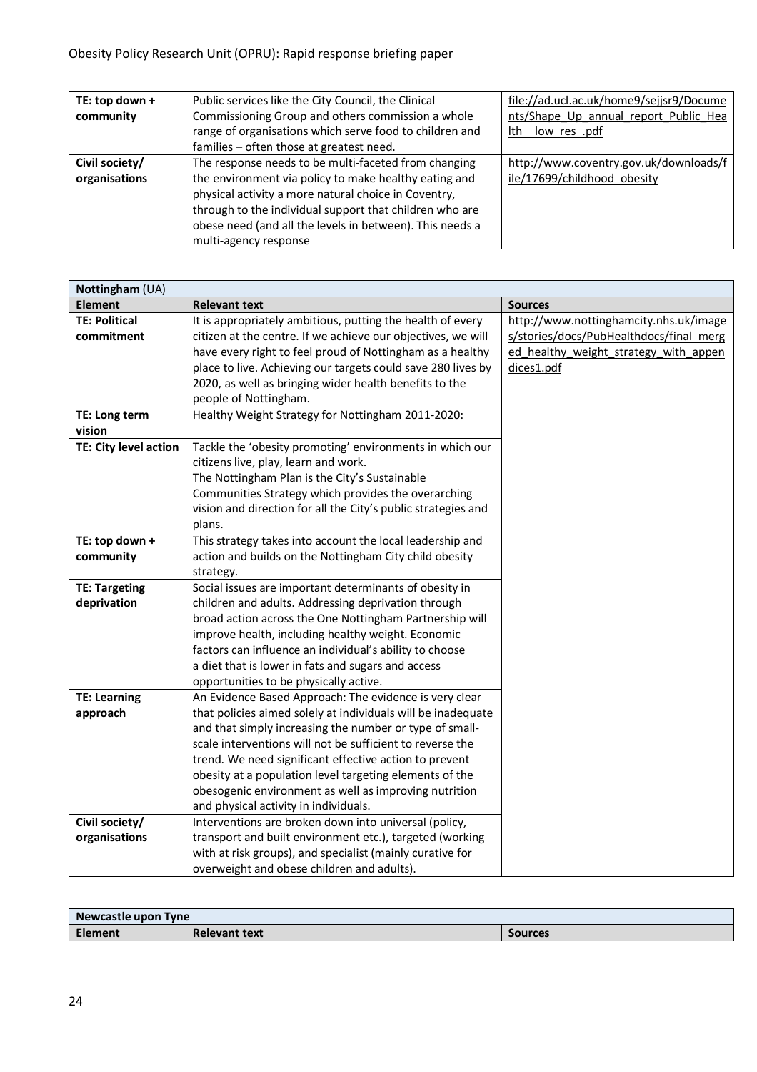| TE: top down + community | Public services like the City Council, the Clinical Commissioning Group and others commission a whole range of organisations which serve food to children and families – often those at greatest need. | file://ad.ucl.ac.uk/home9/sejjsr9/Documents/Shape_Up_annual_report_Public_Health__low_res_.pdf |
|---|---|---|
| Civil society/ organisations | The response needs to be multi-faceted from changing the environment via policy to make healthy eating and physical activity a more natural choice in Coventry, through to the individual support that children who are obese need (and all the levels in between). This needs a multi-agency response | http://www.coventry.gov.uk/downloads/file/17699/childhood_obesity |

| Nottingham (UA) | | |
|---|---|---|
| **Element** | **Relevant text** | **Sources** |
| **TE: Political commitment** | It is appropriately ambitious, putting the health of every citizen at the centre. If we achieve our objectives, we will have every right to feel proud of Nottingham as a healthy place to live. Achieving our targets could save 280 lives by 2020, as well as bringing wider health benefits to the people of Nottingham. | http://www.nottinghamcity.nhs.uk/images/stories/docs/PubHealthdocs/final_merged_healthy_weight_strategy_with_appendices1.pdf |
| **TE: Long term vision** | Healthy Weight Strategy for Nottingham 2011-2020: | |
| **TE: City level action** | Tackle the 'obesity promoting' environments in which our citizens live, play, learn and work. The Nottingham Plan is the City's Sustainable Communities Strategy which provides the overarching vision and direction for all the City's public strategies and plans. | |
| **TE: top down + community** | This strategy takes into account the local leadership and action and builds on the Nottingham City child obesity strategy. | |
| **TE: Targeting deprivation** | Social issues are important determinants of obesity in children and adults. Addressing deprivation through broad action across the One Nottingham Partnership will improve health, including healthy weight. Economic factors can influence an individual's ability to choose a diet that is lower in fats and sugars and access opportunities to be physically active. | |
| **TE: Learning approach** | An Evidence Based Approach: The evidence is very clear that policies aimed solely at individuals will be inadequate and that simply increasing the number or type of small-scale interventions will not be sufficient to reverse the trend. We need significant effective action to prevent obesity at a population level targeting elements of the obesogenic environment as well as improving nutrition and physical activity in individuals. | |
| **Civil society/ organisations** | Interventions are broken down into universal (policy, transport and built environment etc.), targeted (working with at risk groups), and specialist (mainly curative for overweight and obese children and adults). | |

| Newcastle upon Tyne | | |
|---|---|---|
| **Element** | **Relevant text** | **Sources** |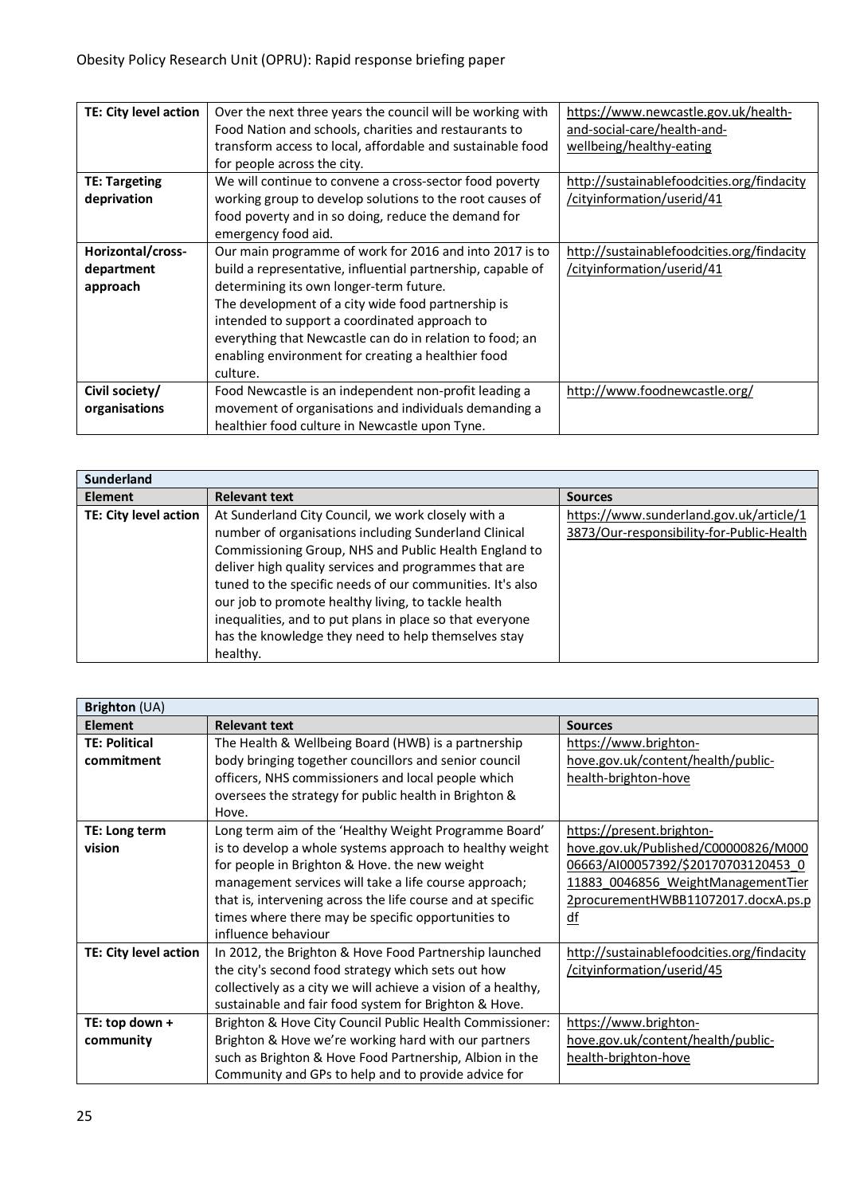| TE: City level action | Over the next three years the council will be working with Food Nation and schools, charities and restaurants to transform access to local, affordable and sustainable food for people across the city. | https://www.newcastle.gov.uk/health-and-social-care/health-and-wellbeing/healthy-eating |
|---|---|---|
| **TE: Targeting deprivation** | We will continue to convene a cross-sector food poverty working group to develop solutions to the root causes of food poverty and in so doing, reduce the demand for emergency food aid. | http://sustainablefoodcities.org/findacity/cityinformation/userid/41 |
| **Horizontal/cross-department approach** | Our main programme of work for 2016 and into 2017 is to build a representative, influential partnership, capable of determining its own longer-term future.<br>The development of a city wide food partnership is intended to support a coordinated approach to everything that Newcastle can do in relation to food; an enabling environment for creating a healthier food culture. | http://sustainablefoodcities.org/findacity/cityinformation/userid/41 |
| **Civil society/ organisations** | Food Newcastle is an independent non-profit leading a movement of organisations and individuals demanding a healthier food culture in Newcastle upon Tyne. | http://www.foodnewcastle.org/ |

| **Sunderland** | | |
|---|---|---|
| **Element** | **Relevant text** | **Sources** |
| **TE: City level action** | At Sunderland City Council, we work closely with a number of organisations including Sunderland Clinical Commissioning Group, NHS and Public Health England to deliver high quality services and programmes that are tuned to the specific needs of our communities. It's also our job to promote healthy living, to tackle health inequalities, and to put plans in place so that everyone has the knowledge they need to help themselves stay healthy. | https://www.sunderland.gov.uk/article/13873/Our-responsibility-for-Public-Health |

| **Brighton** (UA) | | |
|---|---|---|
| **Element** | **Relevant text** | **Sources** |
| **TE: Political commitment** | The Health & Wellbeing Board (HWB) is a partnership body bringing together councillors and senior council officers, NHS commissioners and local people which oversees the strategy for public health in Brighton & Hove. | https://www.brighton-hove.gov.uk/content/health/public-health-brighton-hove |
| **TE: Long term vision** | Long term aim of the 'Healthy Weight Programme Board' is to develop a whole systems approach to healthy weight for people in Brighton & Hove. the new weight management services will take a life course approach; that is, intervening across the life course and at specific times where there may be specific opportunities to influence behaviour | https://present.brighton-hove.gov.uk/Published/C00000826/M00006663/AI00057392/$20170703120453_011883_0046856_WeightManagementTier2procurementHWBB11072017.docxA.ps.pdf |
| **TE: City level action** | In 2012, the Brighton & Hove Food Partnership launched the city's second food strategy which sets out how collectively as a city we will achieve a vision of a healthy, sustainable and fair food system for Brighton & Hove. | http://sustainablefoodcities.org/findacity/cityinformation/userid/45 |
| **TE: top down + community** | Brighton & Hove City Council Public Health Commissioner: Brighton & Hove we're working hard with our partners such as Brighton & Hove Food Partnership, Albion in the Community and GPs to help and to provide advice for | https://www.brighton-hove.gov.uk/content/health/public-health-brighton-hove |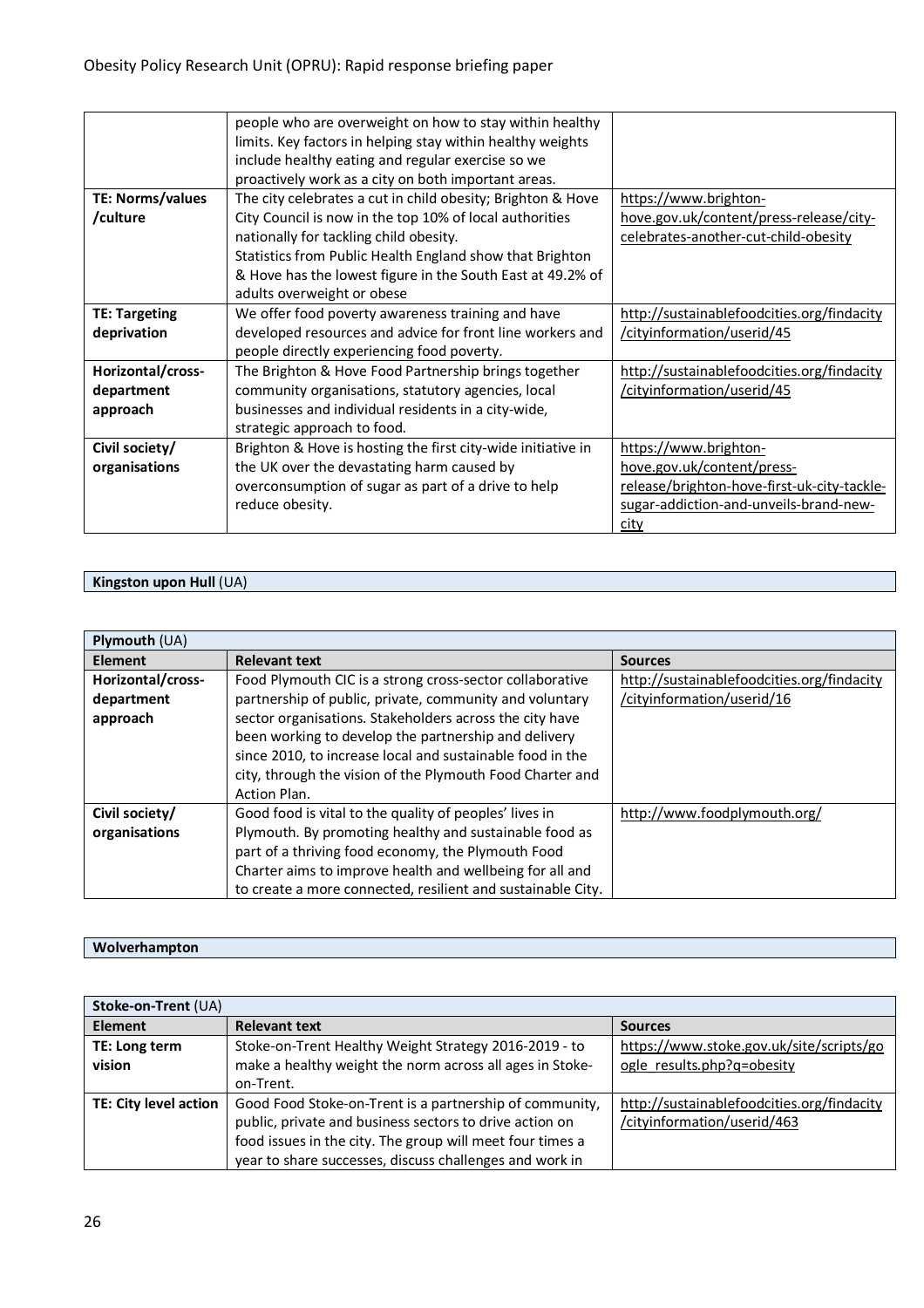| | | |
|---|---|---|
| | people who are overweight on how to stay within healthy limits. Key factors in helping stay within healthy weights include healthy eating and regular exercise so we proactively work as a city on both important areas. | |
| **TE: Norms/values /culture** | The city celebrates a cut in child obesity; Brighton & Hove City Council is now in the top 10% of local authorities nationally for tackling child obesity.<br>Statistics from Public Health England show that Brighton & Hove has the lowest figure in the South East at 49.2% of adults overweight or obese | https://www.brighton-hove.gov.uk/content/press-release/city-celebrates-another-cut-child-obesity |
| **TE: Targeting deprivation** | We offer food poverty awareness training and have developed resources and advice for front line workers and people directly experiencing food poverty. | http://sustainablefoodcities.org/findacity/cityinformation/userid/45 |
| **Horizontal/cross-department approach** | The Brighton & Hove Food Partnership brings together community organisations, statutory agencies, local businesses and individual residents in a city-wide, strategic approach to food. | http://sustainablefoodcities.org/findacity/cityinformation/userid/45 |
| **Civil society/ organisations** | Brighton & Hove is hosting the first city-wide initiative in the UK over the devastating harm caused by overconsumption of sugar as part of a drive to help reduce obesity. | https://www.brighton-hove.gov.uk/content/press-release/brighton-hove-first-uk-city-tackle-sugar-addiction-and-unveils-brand-new-city |

| **Kingston upon Hull** (UA) |
|---|

| **Plymouth** (UA) | | |
|---|---|---|
| **Element** | **Relevant text** | **Sources** |
| **Horizontal/cross-department approach** | Food Plymouth CIC is a strong cross-sector collaborative partnership of public, private, community and voluntary sector organisations. Stakeholders across the city have been working to develop the partnership and delivery since 2010, to increase local and sustainable food in the city, through the vision of the Plymouth Food Charter and Action Plan. | http://sustainablefoodcities.org/findacity/cityinformation/userid/16 |
| **Civil society/ organisations** | Good food is vital to the quality of peoples' lives in Plymouth. By promoting healthy and sustainable food as part of a thriving food economy, the Plymouth Food Charter aims to improve health and wellbeing for all and to create a more connected, resilient and sustainable City. | http://www.foodplymouth.org/ |

| **Wolverhampton** |
|---|

| **Stoke-on-Trent** (UA) | | |
|---|---|---|
| **Element** | **Relevant text** | **Sources** |
| **TE: Long term vision** | Stoke-on-Trent Healthy Weight Strategy 2016-2019 - to make a healthy weight the norm across all ages in Stoke-on-Trent. | https://www.stoke.gov.uk/site/scripts/google_results.php?q=obesity |
| **TE: City level action** | Good Food Stoke-on-Trent is a partnership of community, public, private and business sectors to drive action on food issues in the city. The group will meet four times a year to share successes, discuss challenges and work in | http://sustainablefoodcities.org/findacity/cityinformation/userid/463 |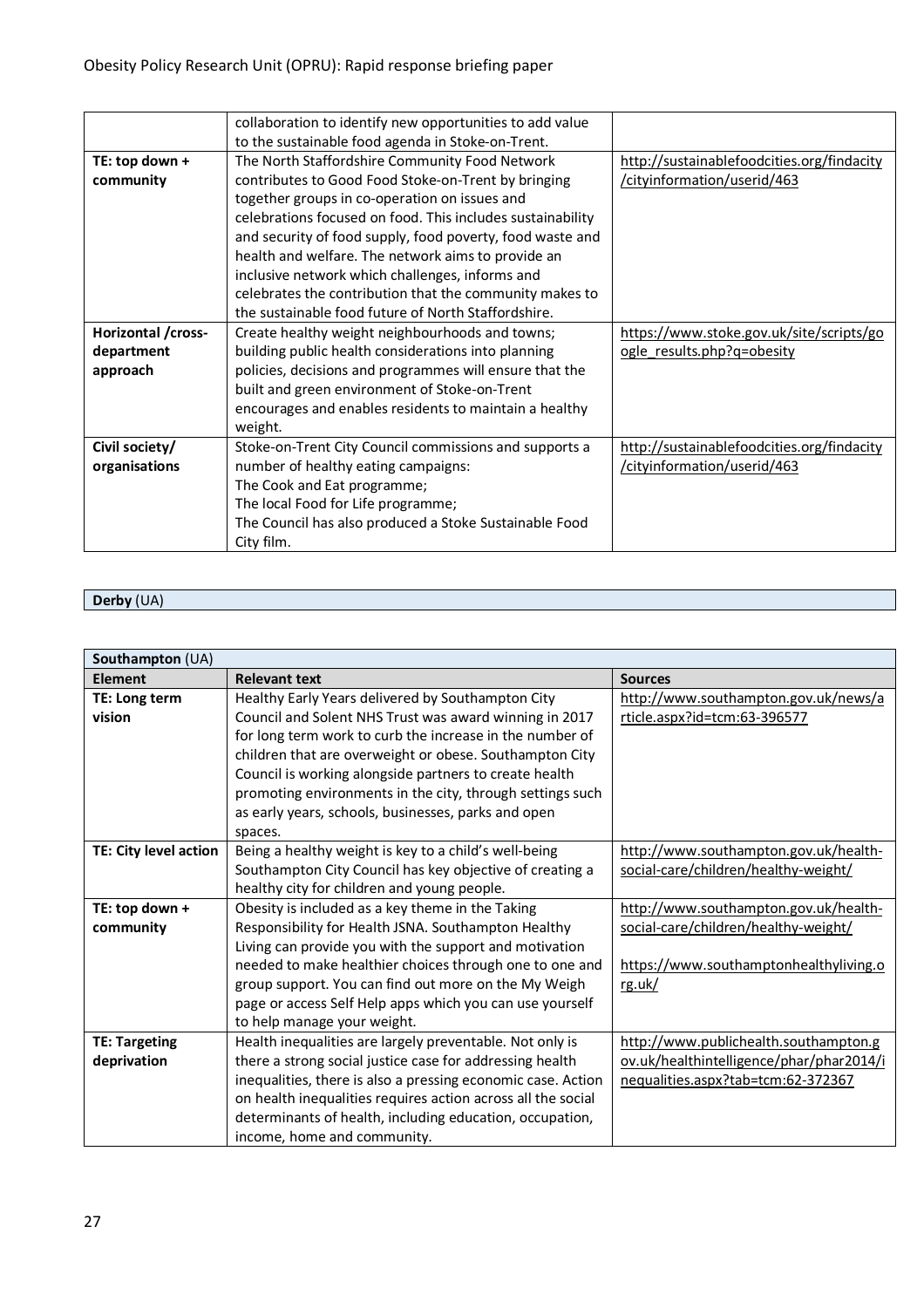| | | |
|---|---|---|
| | collaboration to identify new opportunities to add value to the sustainable food agenda in Stoke-on-Trent. | |
| **TE: top down + community** | The North Staffordshire Community Food Network contributes to Good Food Stoke-on-Trent by bringing together groups in co-operation on issues and celebrations focused on food. This includes sustainability and security of food supply, food poverty, food waste and health and welfare. The network aims to provide an inclusive network which challenges, informs and celebrates the contribution that the community makes to the sustainable food future of North Staffordshire. | http://sustainablefoodcities.org/findacity/cityinformation/userid/463 |
| **Horizontal /cross-department approach** | Create healthy weight neighbourhoods and towns; building public health considerations into planning policies, decisions and programmes will ensure that the built and green environment of Stoke-on-Trent encourages and enables residents to maintain a healthy weight. | https://www.stoke.gov.uk/site/scripts/google_results.php?q=obesity |
| **Civil society/ organisations** | Stoke-on-Trent City Council commissions and supports a number of healthy eating campaigns:<br>The Cook and Eat programme;<br>The local Food for Life programme;<br>The Council has also produced a Stoke Sustainable Food City film. | http://sustainablefoodcities.org/findacity/cityinformation/userid/463 |

| **Derby** (UA) |
|---|

| **Southampton** (UA) | | |
|---|---|---|
| **Element** | **Relevant text** | **Sources** |
| **TE: Long term vision** | Healthy Early Years delivered by Southampton City Council and Solent NHS Trust was award winning in 2017 for long term work to curb the increase in the number of children that are overweight or obese. Southampton City Council is working alongside partners to create health promoting environments in the city, through settings such as early years, schools, businesses, parks and open spaces. | http://www.southampton.gov.uk/news/article.aspx?id=tcm:63-396577 |
| **TE: City level action** | Being a healthy weight is key to a child's well-being Southampton City Council has key objective of creating a healthy city for children and young people. | http://www.southampton.gov.uk/health-social-care/children/healthy-weight/ |
| **TE: top down + community** | Obesity is included as a key theme in the Taking Responsibility for Health JSNA. Southampton Healthy Living can provide you with the support and motivation needed to make healthier choices through one to one and group support. You can find out more on the My Weigh page or access Self Help apps which you can use yourself to help manage your weight. | http://www.southampton.gov.uk/health-social-care/children/healthy-weight/<br><br>https://www.southamptonhealthyliving.org.uk/ |
| **TE: Targeting deprivation** | Health inequalities are largely preventable. Not only is there a strong social justice case for addressing health inequalities, there is also a pressing economic case. Action on health inequalities requires action across all the social determinants of health, including education, occupation, income, home and community. | http://www.publichealth.southampton.gov.uk/healthintelligence/phar/phar2014/inequalities.aspx?tab=tcm:62-372367 |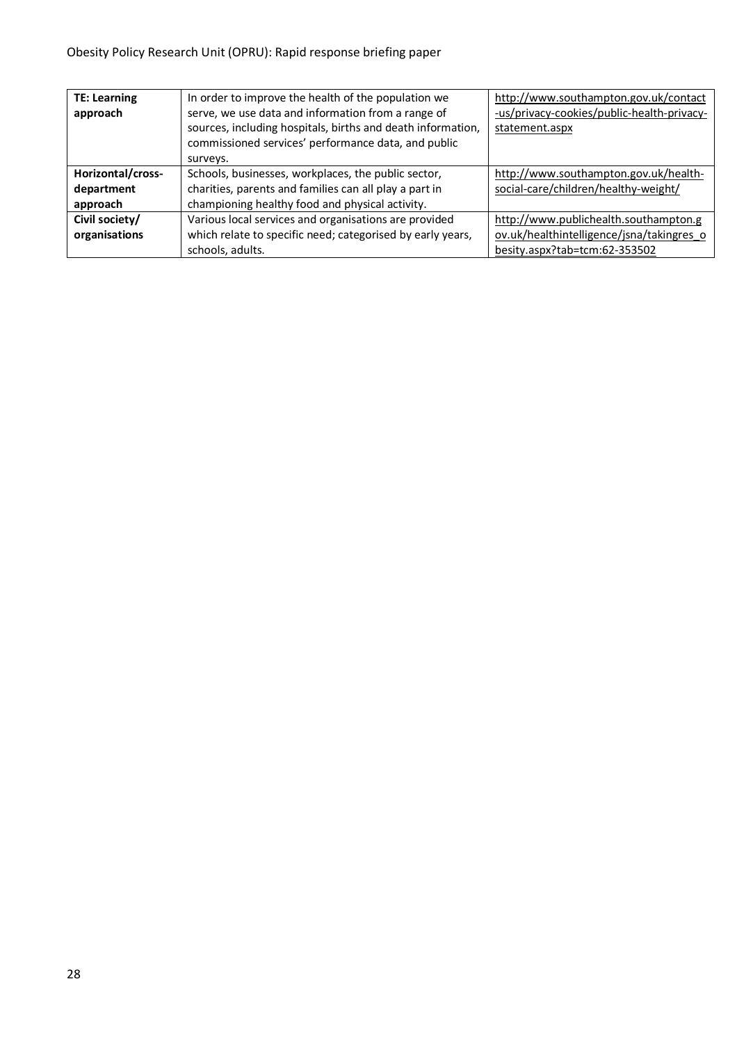| **TE: Learning approach** | In order to improve the health of the population we serve, we use data and information from a range of sources, including hospitals, births and death information, commissioned services' performance data, and public surveys. | http://www.southampton.gov.uk/contact-us/privacy-cookies/public-health-privacy-statement.aspx |
|---|---|---|
| **Horizontal/cross-department approach** | Schools, businesses, workplaces, the public sector, charities, parents and families can all play a part in championing healthy food and physical activity. | http://www.southampton.gov.uk/health-social-care/children/healthy-weight/ |
| **Civil society/ organisations** | Various local services and organisations are provided which relate to specific need; categorised by early years, schools, adults. | http://www.publichealth.southampton.gov.uk/healthintelligence/jsna/takingres_obesity.aspx?tab=tcm:62-353502 |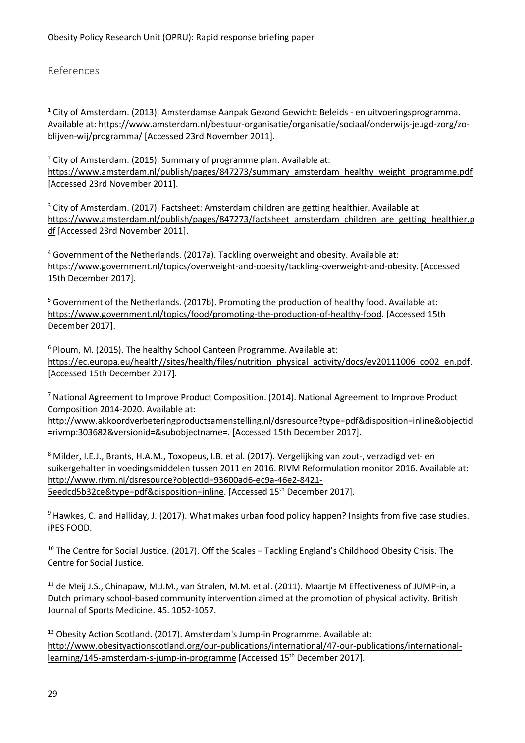## References

[1] City of Amsterdam. (2013). Amsterdamse Aanpak Gezond Gewicht: Beleids - en uitvoeringsprogramma. Available at: https://www.amsterdam.nl/bestuur-organisatie/organisatie/sociaal/onderwijs-jeugd-zorg/zo-blijven-wij/programma/ [Accessed 23rd November 2011].

[2] City of Amsterdam. (2015). Summary of programme plan. Available at: https://www.amsterdam.nl/publish/pages/847273/summary_amsterdam_healthy_weight_programme.pdf [Accessed 23rd November 2011].

[3] City of Amsterdam. (2017). Factsheet: Amsterdam children are getting healthier. Available at: https://www.amsterdam.nl/publish/pages/847273/factsheet_amsterdam_children_are_getting_healthier.pdf [Accessed 23rd November 2011].

[4] Government of the Netherlands. (2017a). Tackling overweight and obesity. Available at: https://www.government.nl/topics/overweight-and-obesity/tackling-overweight-and-obesity. [Accessed 15th December 2017].

[5] Government of the Netherlands. (2017b). Promoting the production of healthy food. Available at: https://www.government.nl/topics/food/promoting-the-production-of-healthy-food. [Accessed 15th December 2017].

[6] Ploum, M. (2015). The healthy School Canteen Programme. Available at: https://ec.europa.eu/health//sites/health/files/nutrition_physical_activity/docs/ev20111006_co02_en.pdf. [Accessed 15th December 2017].

[7] National Agreement to Improve Product Composition. (2014). National Agreement to Improve Product Composition 2014-2020. Available at: http://www.akkoordverbeteringproductsamenstelling.nl/dsresource?type=pdf&disposition=inline&objectid=rivmp:303682&versionid=&subobjectname=. [Accessed 15th December 2017].

[8] Milder, I.E.J., Brants, H.A.M., Toxopeus, I.B. et al. (2017). Vergelijking van zout-, verzadigd vet- en suikergehalten in voedingsmiddelen tussen 2011 en 2016. RIVM Reformulation monitor 2016. Available at: http://www.rivm.nl/dsresource?objectid=93600ad6-ec9a-46e2-8421-5eedcd5b32ce&type=pdf&disposition=inline. [Accessed 15th December 2017].

[9] Hawkes, C. and Halliday, J. (2017). What makes urban food policy happen? Insights from five case studies. iPES FOOD.

[10] The Centre for Social Justice. (2017). Off the Scales – Tackling England's Childhood Obesity Crisis. The Centre for Social Justice.

[11] de Meij J.S., Chinapaw, M.J.M., van Stralen, M.M. et al. (2011). Maartje M Effectiveness of JUMP-in, a Dutch primary school-based community intervention aimed at the promotion of physical activity. British Journal of Sports Medicine. 45. 1052-1057.

[12] Obesity Action Scotland. (2017). Amsterdam's Jump-in Programme. Available at: http://www.obesityactionscotland.org/our-publications/international/47-our-publications/international-learning/145-amsterdam-s-jump-in-programme [Accessed 15th December 2017].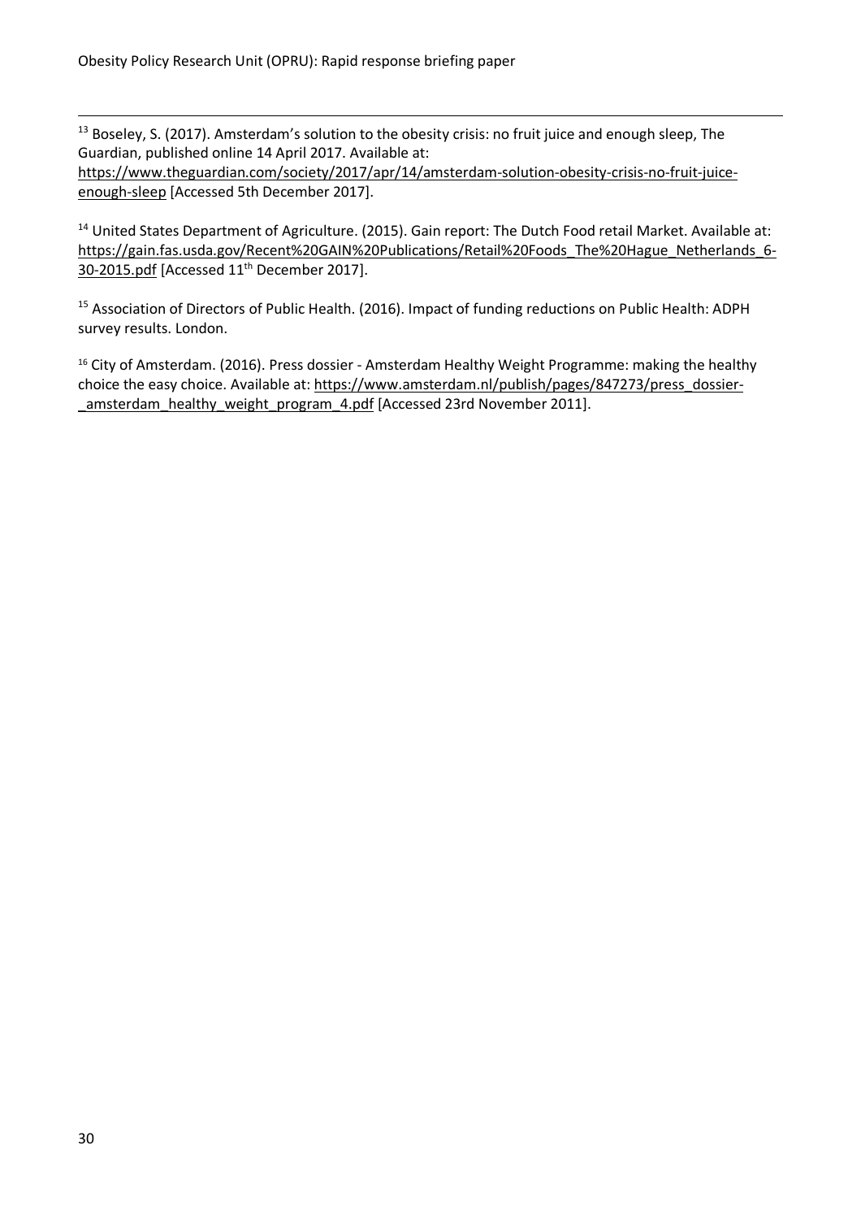[13] Boseley, S. (2017). Amsterdam's solution to the obesity crisis: no fruit juice and enough sleep, The Guardian, published online 14 April 2017. Available at: https://www.theguardian.com/society/2017/apr/14/amsterdam-solution-obesity-crisis-no-fruit-juice-enough-sleep [Accessed 5th December 2017].

[14] United States Department of Agriculture. (2015). Gain report: The Dutch Food retail Market. Available at: https://gain.fas.usda.gov/Recent%20GAIN%20Publications/Retail%20Foods_The%20Hague_Netherlands_6-30-2015.pdf [Accessed 11th December 2017].

[15] Association of Directors of Public Health. (2016). Impact of funding reductions on Public Health: ADPH survey results. London.

[16] City of Amsterdam. (2016). Press dossier - Amsterdam Healthy Weight Programme: making the healthy choice the easy choice. Available at: https://www.amsterdam.nl/publish/pages/847273/press_dossier-_amsterdam_healthy_weight_program_4.pdf [Accessed 23rd November 2011].